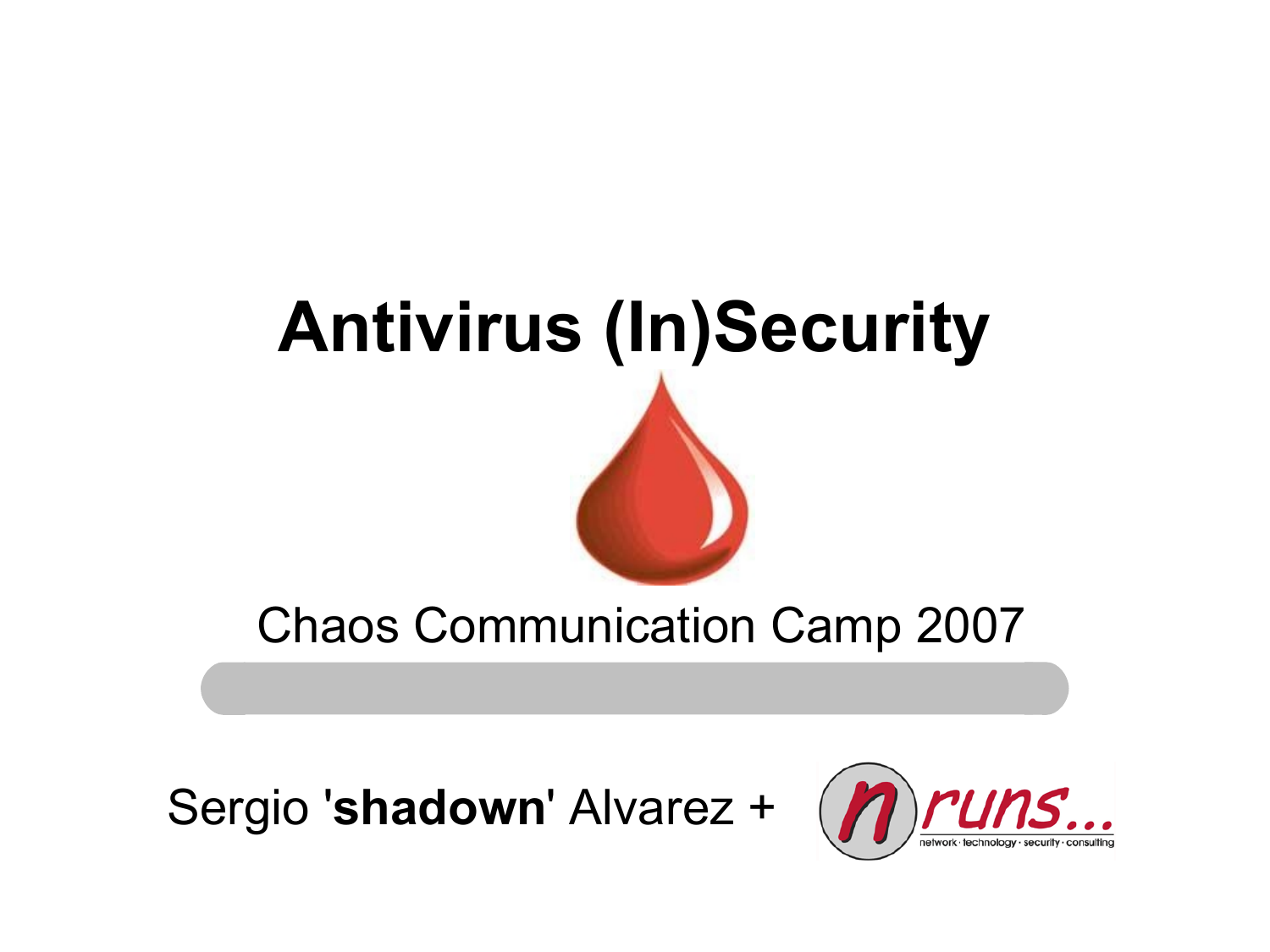# Antivirus (In)Security

Chaos Communication Camp 2007

Sergio '**shadown**' Alvarez + n.runs... network · technology · security · consulting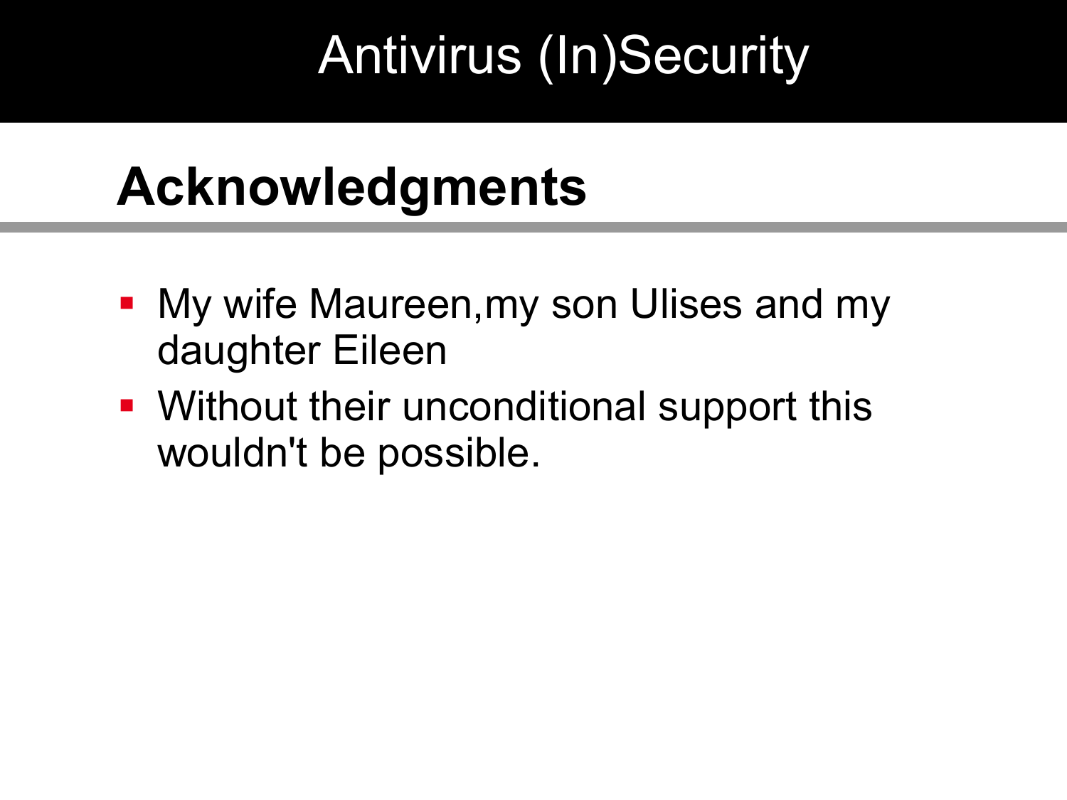## Acknowledgments

- My wife Maureen,my son Ulises and my daughter Eileen
- Without their unconditional support this wouldn't be possible.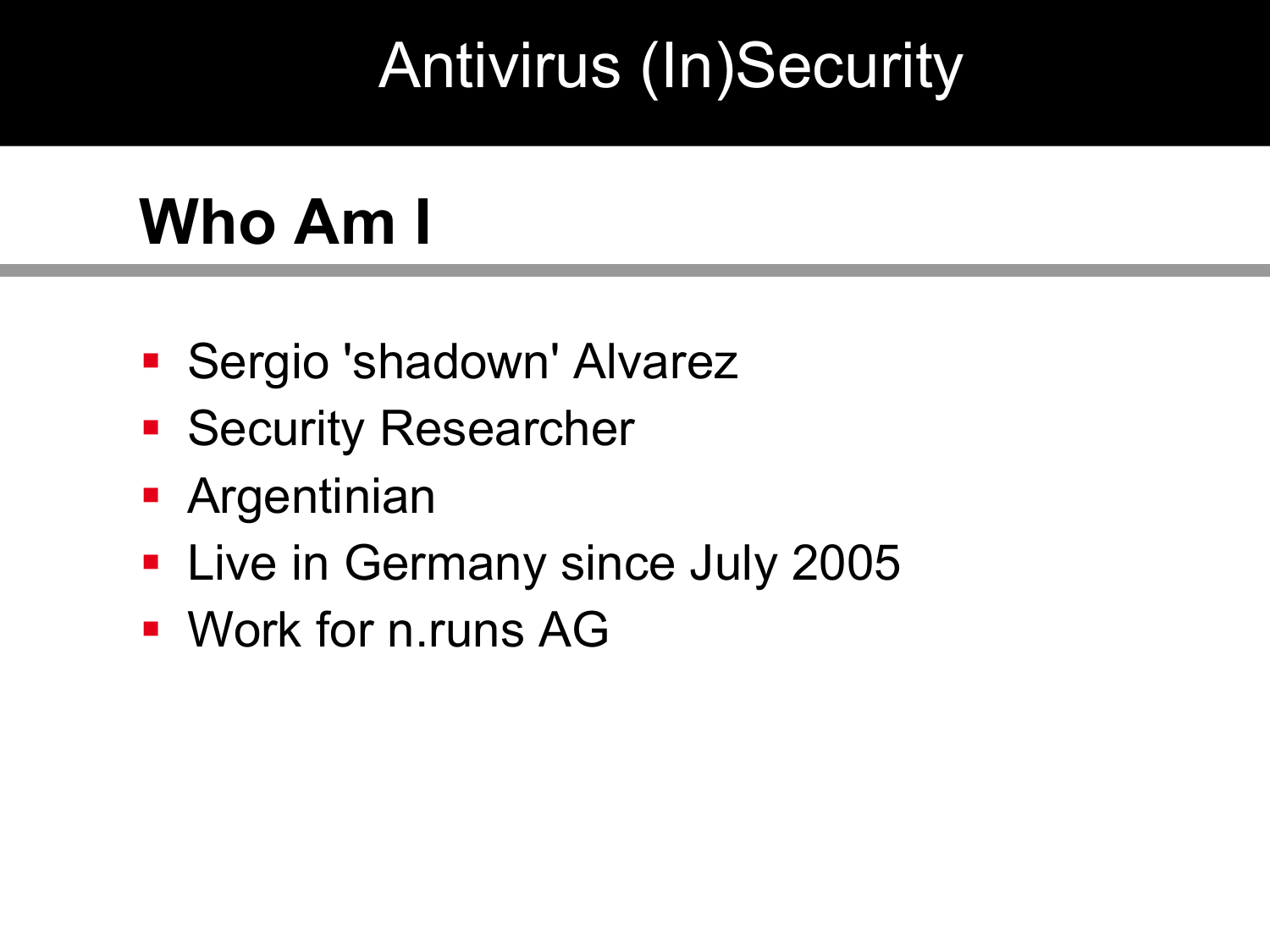## Who Am I

- Sergio 'shadown' Alvarez
- Security Researcher
- Argentinian
- Live in Germany since July 2005
- Work for n.runs AG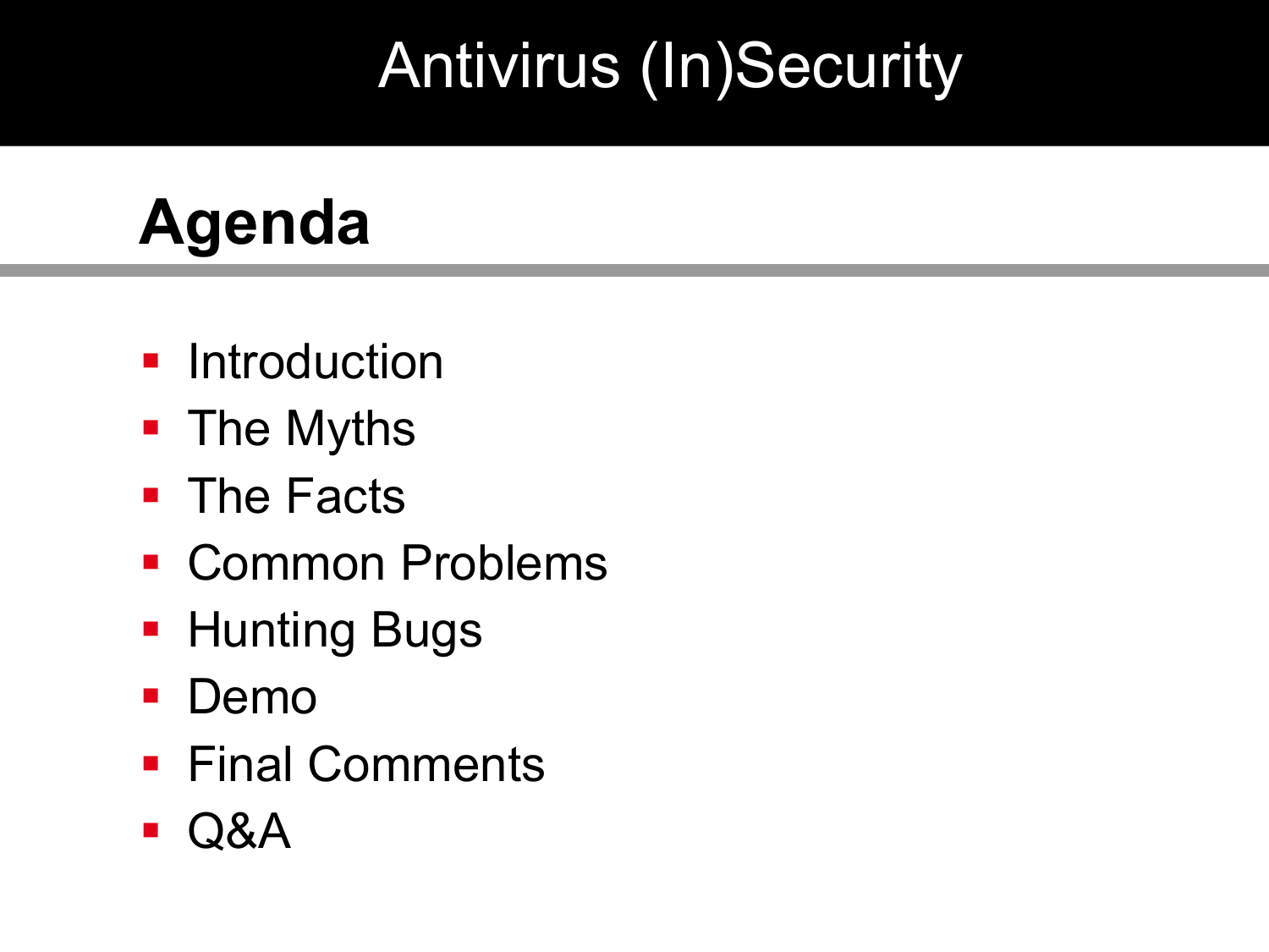# Antivirus (In)Security

## Agenda

- Introduction
- The Myths
- The Facts
- Common Problems
- Hunting Bugs
- Demo
- Final Comments
- Q&A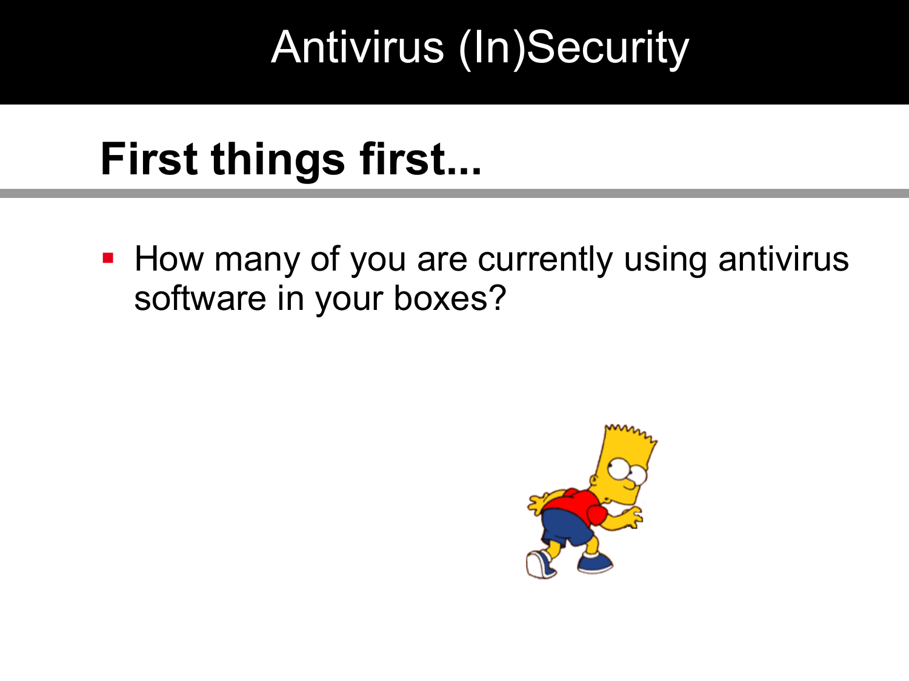# Antivirus (In)Security

## First things first...

- How many of you are currently using antivirus software in your boxes?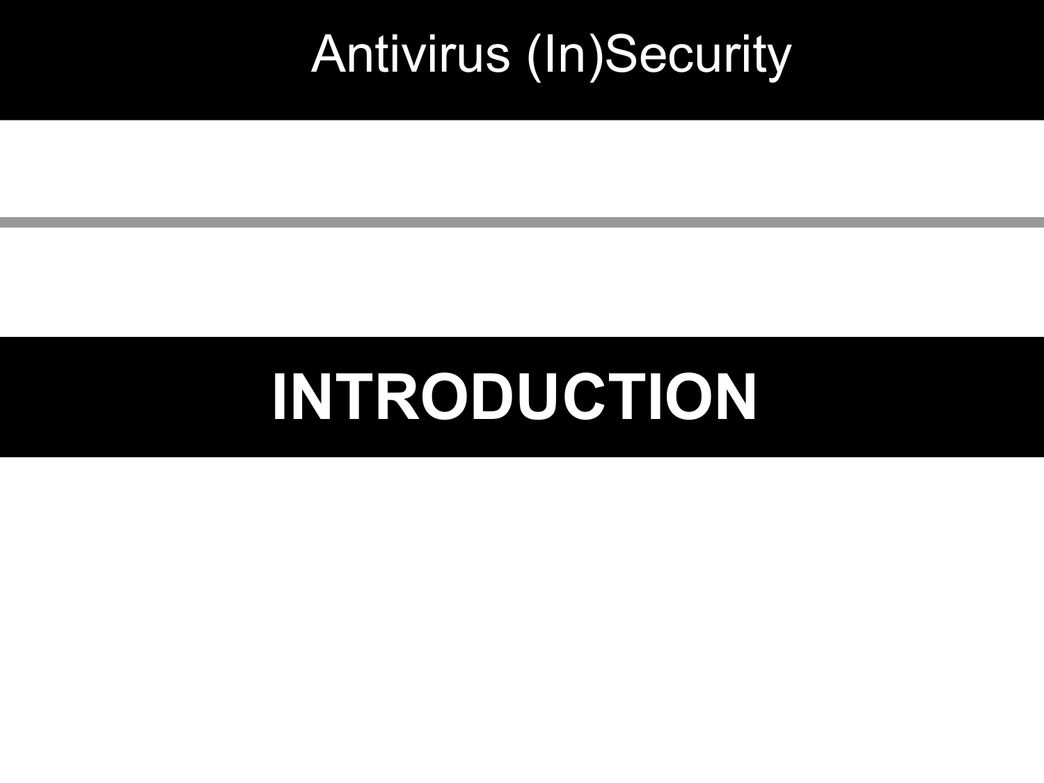# INTRODUCTION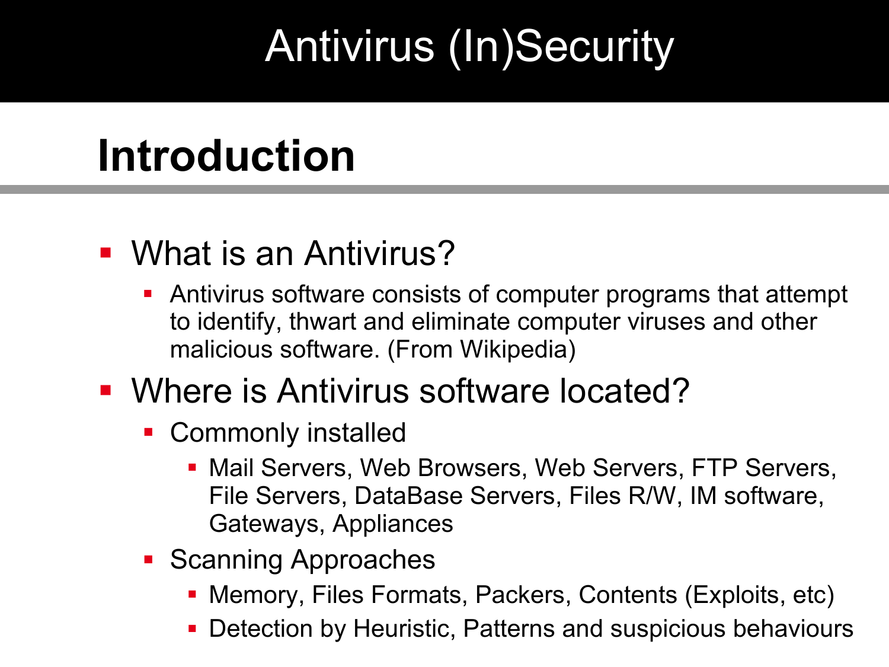# Antivirus (In)Security

## Introduction

- What is an Antivirus?
  - Antivirus software consists of computer programs that attempt to identify, thwart and eliminate computer viruses and other malicious software. (From Wikipedia)
- Where is Antivirus software located?
  - Commonly installed
    - Mail Servers, Web Browsers, Web Servers, FTP Servers, File Servers, DataBase Servers, Files R/W, IM software, Gateways, Appliances
  - Scanning Approaches
    - Memory, Files Formats, Packers, Contents (Exploits, etc)
    - Detection by Heuristic, Patterns and suspicious behaviours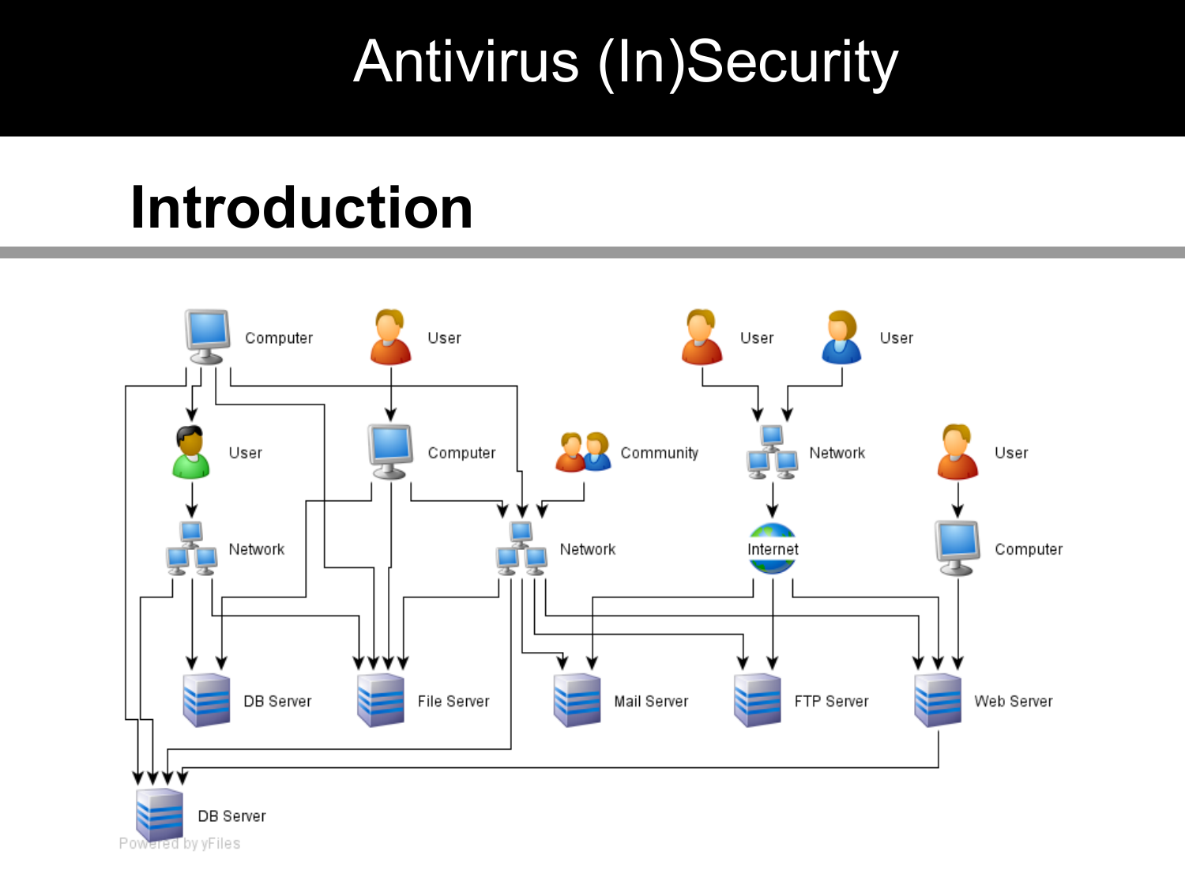# Antivirus (In)Security

## Introduction

Computer, User, User, User, User, Computer, Community, Network, User, Network, Network, Internet, Computer, DB Server, File Server, Mail Server, FTP Server, Web Server, DB Server

Powered by yFiles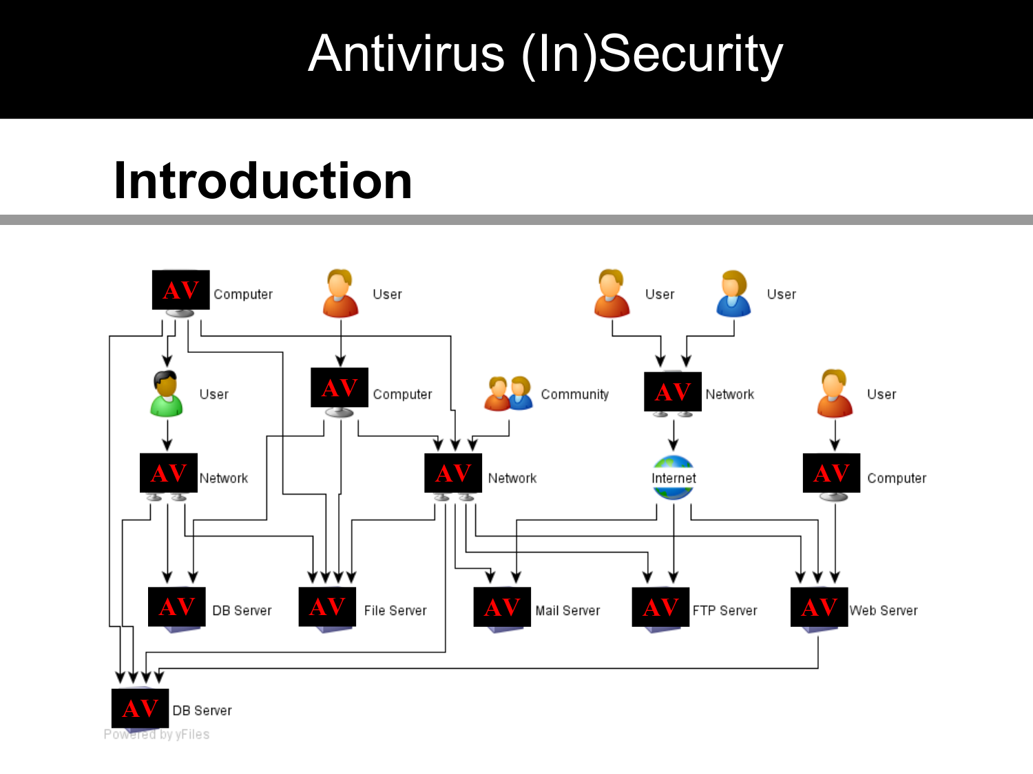# Antivirus (In)Security

## Introduction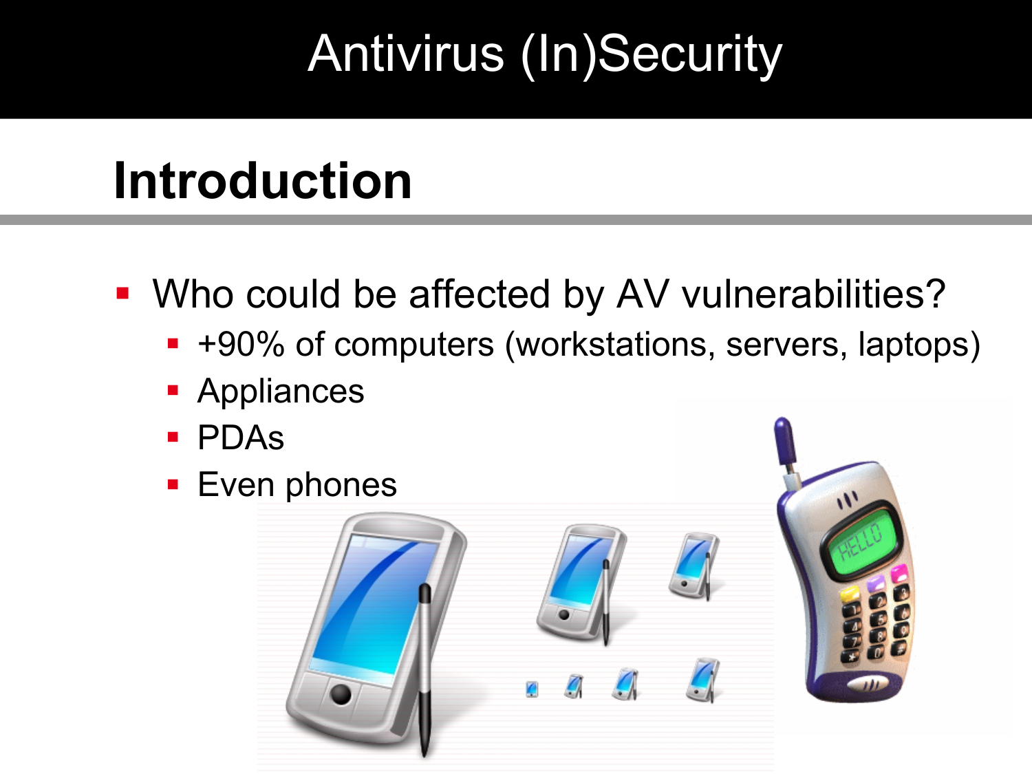# Antivirus (In)Security

## Introduction

- Who could be affected by AV vulnerabilities?
  - +90% of computers (workstations, servers, laptops)
  - Appliances
  - PDAs
  - Even phones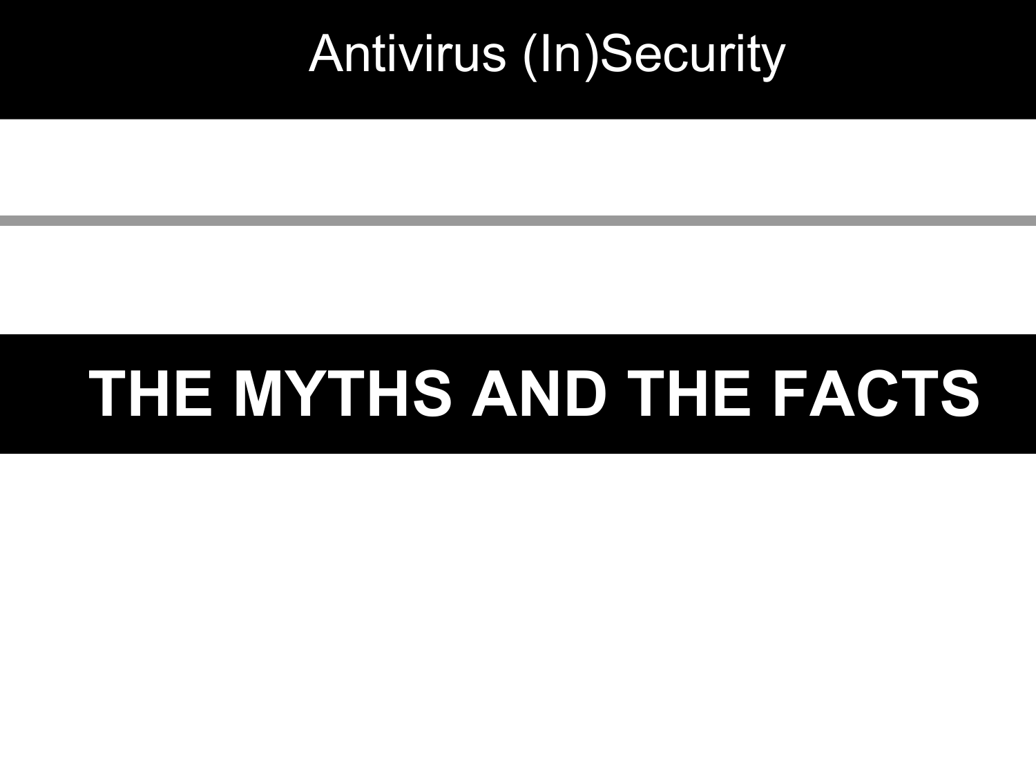# THE MYTHS AND THE FACTS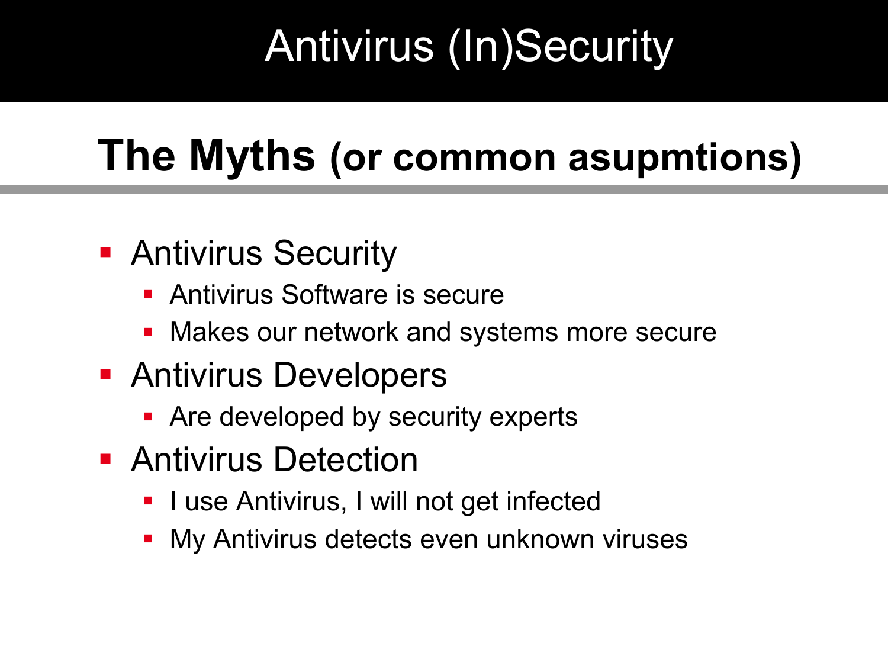# Antivirus (In)Security

## The Myths (or common asupmtions)

- Antivirus Security
  - Antivirus Software is secure
  - Makes our network and systems more secure
- Antivirus Developers
  - Are developed by security experts
- Antivirus Detection
  - I use Antivirus, I will not get infected
  - My Antivirus detects even unknown viruses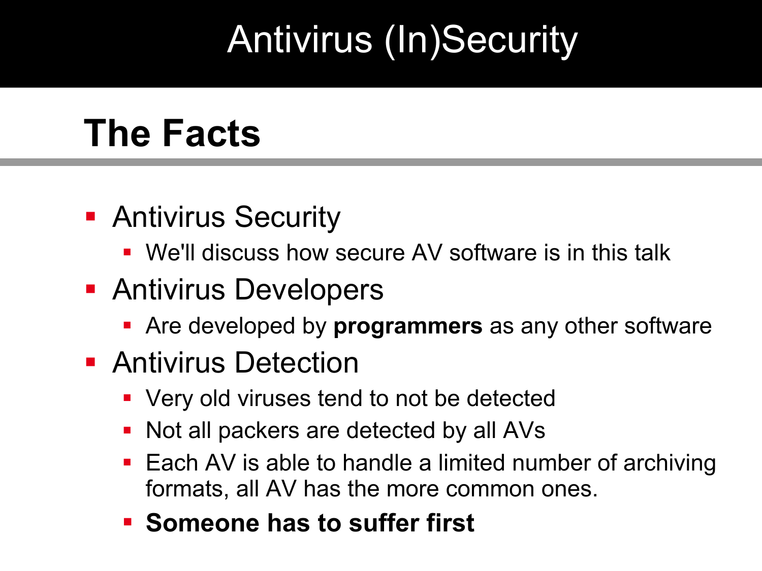# Antivirus (In)Security

## The Facts

- Antivirus Security
  - We'll discuss how secure AV software is in this talk
- Antivirus Developers
  - Are developed by **programmers** as any other software
- Antivirus Detection
  - Very old viruses tend to not be detected
  - Not all packers are detected by all AVs
  - Each AV is able to handle a limited number of archiving formats, all AV has the more common ones.
  - **Someone has to suffer first**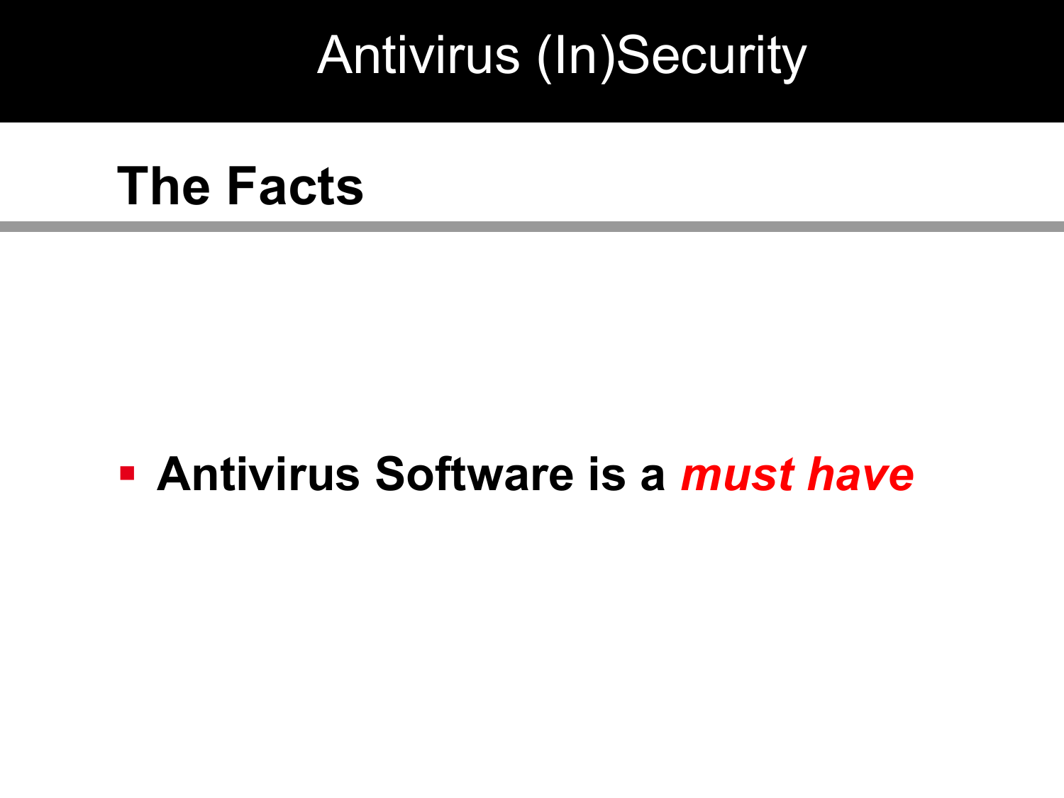# Antivirus (In)Security

## The Facts

- **Antivirus Software is a *must have***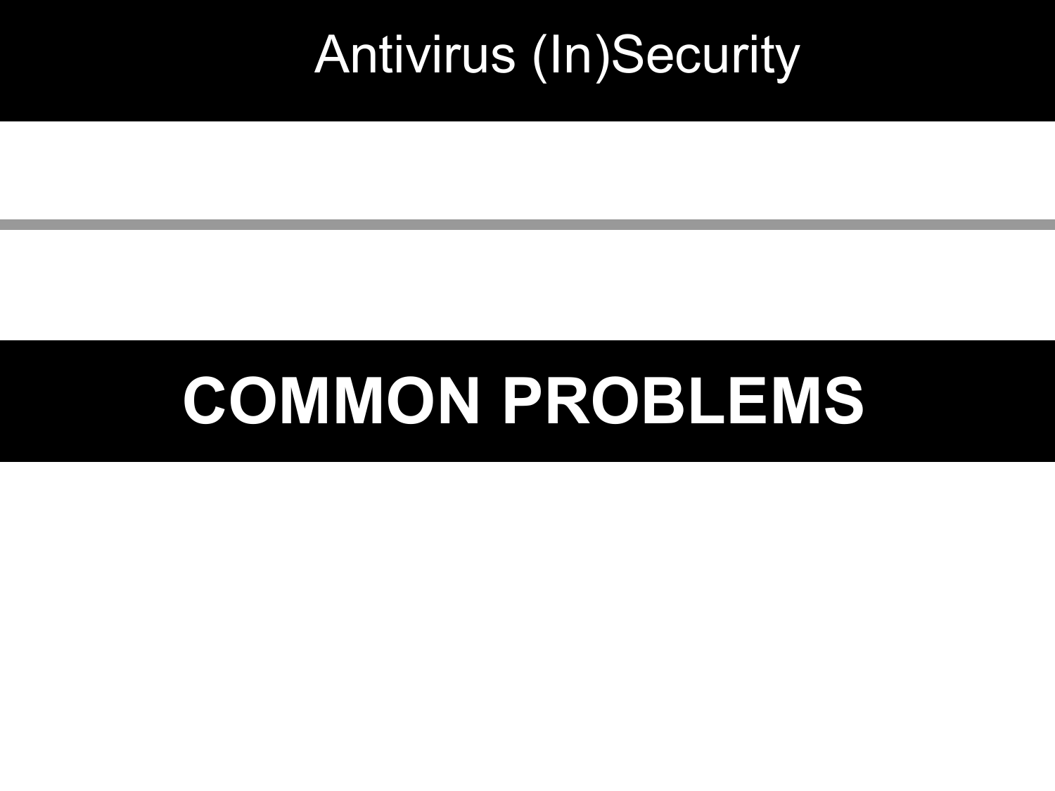# COMMON PROBLEMS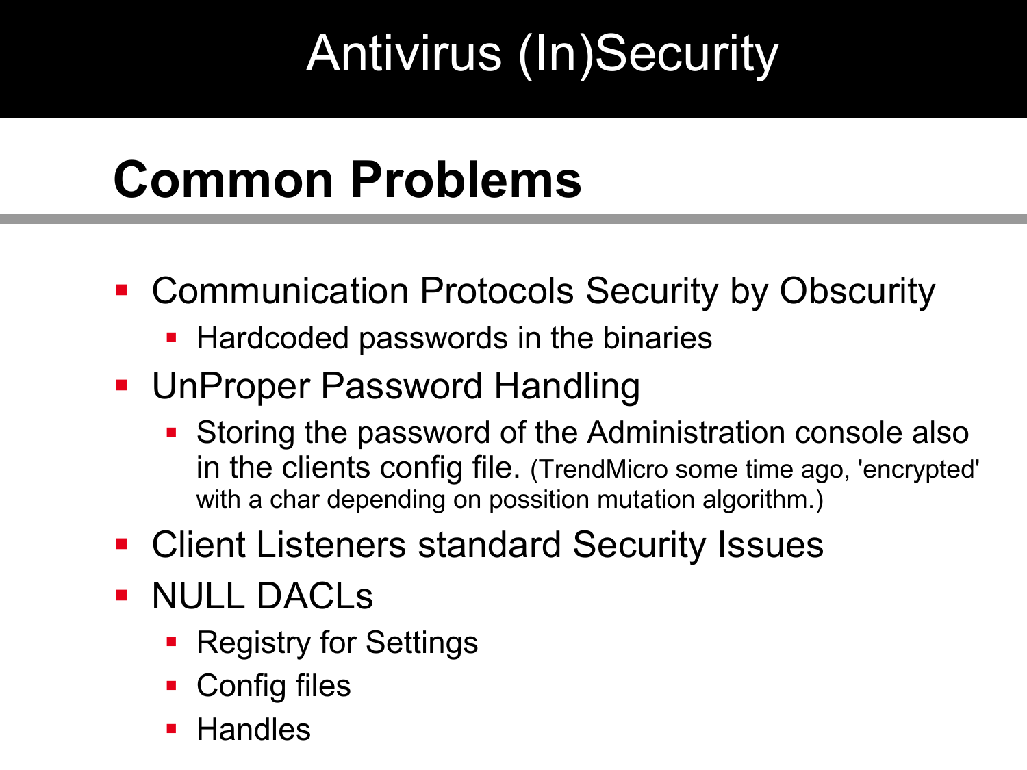# Antivirus (In)Security

## Common Problems

- Communication Protocols Security by Obscurity
  - Hardcoded passwords in the binaries
- UnProper Password Handling
  - Storing the password of the Administration console also in the clients config file. (TrendMicro some time ago, 'encrypted' with a char depending on possition mutation algorithm.)
- Client Listeners standard Security Issues
- NULL DACLs
  - Registry for Settings
  - Config files
  - Handles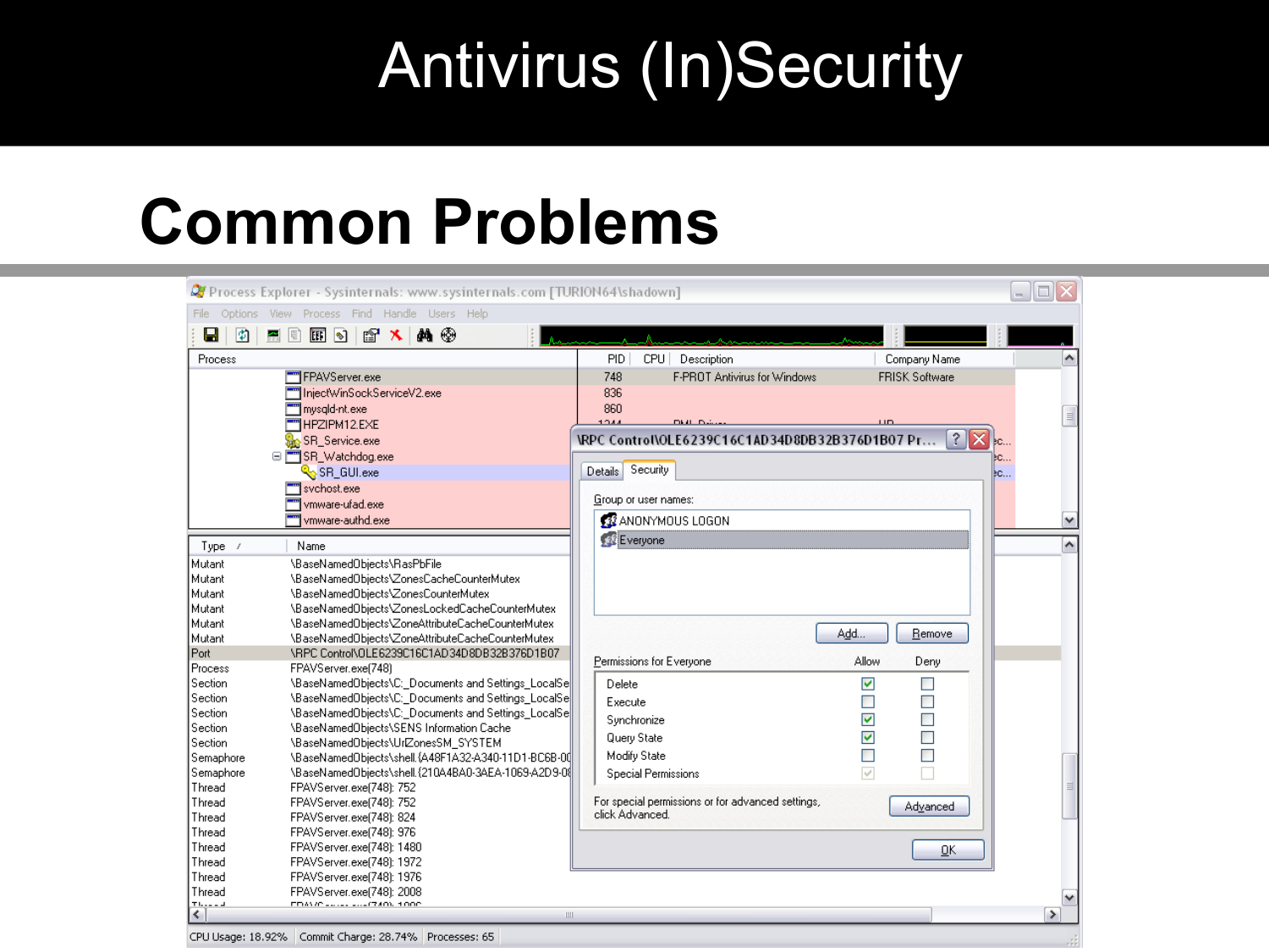# Antivirus (In)Security

## Common Problems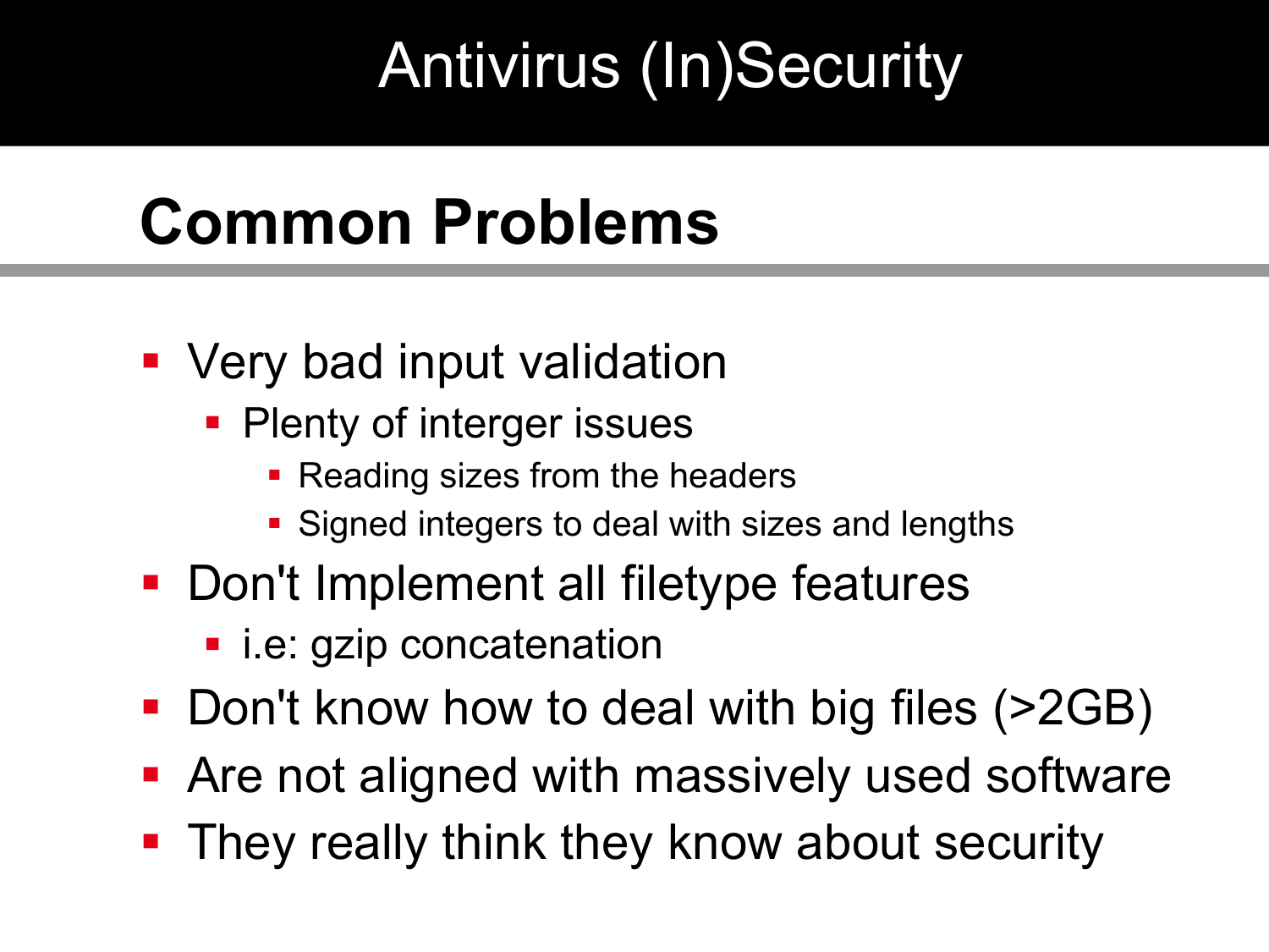# Antivirus (In)Security

## Common Problems

- Very bad input validation
  - Plenty of interger issues
    - Reading sizes from the headers
    - Signed integers to deal with sizes and lengths
- Don't Implement all filetype features
  - i.e: gzip concatenation
- Don't know how to deal with big files (>2GB)
- Are not aligned with massively used software
- They really think they know about security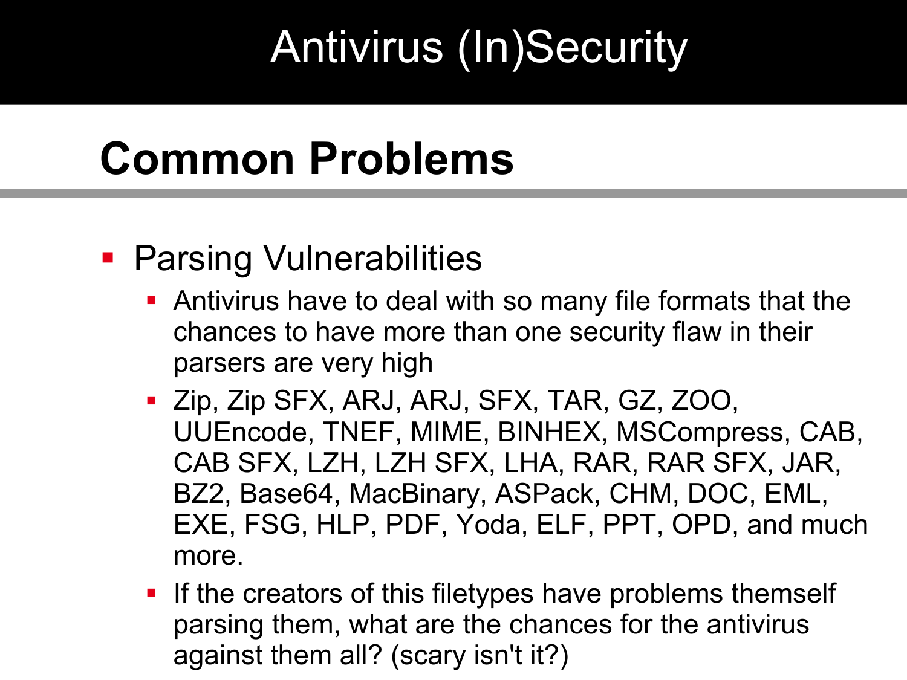# Antivirus (In)Security

## Common Problems

- Parsing Vulnerabilities
  - Antivirus have to deal with so many file formats that the chances to have more than one security flaw in their parsers are very high
  - Zip, Zip SFX, ARJ, ARJ, SFX, TAR, GZ, ZOO, UUEncode, TNEF, MIME, BINHEX, MSCompress, CAB, CAB SFX, LZH, LZH SFX, LHA, RAR, RAR SFX, JAR, BZ2, Base64, MacBinary, ASPack, CHM, DOC, EML, EXE, FSG, HLP, PDF, Yoda, ELF, PPT, OPD, and much more.
  - If the creators of this filetypes have problems themself parsing them, what are the chances for the antivirus against them all? (scary isn't it?)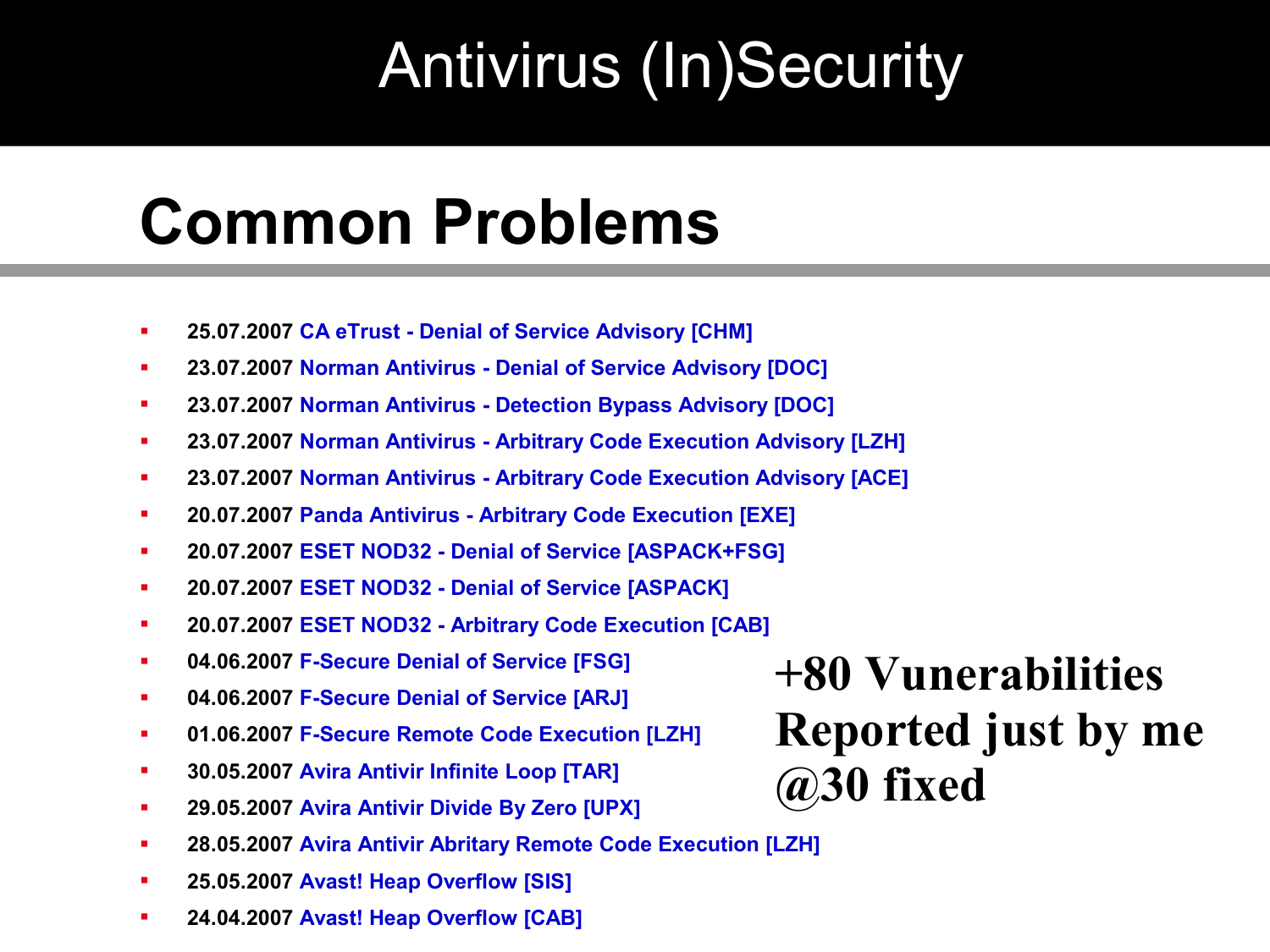# Antivirus (In)Security

## Common Problems

- **25.07.2007** **CA eTrust - Denial of Service Advisory [CHM]**
- **23.07.2007** **Norman Antivirus - Denial of Service Advisory [DOC]**
- **23.07.2007** **Norman Antivirus - Detection Bypass Advisory [DOC]**
- **23.07.2007** **Norman Antivirus - Arbitrary Code Execution Advisory [LZH]**
- **23.07.2007** **Norman Antivirus - Arbitrary Code Execution Advisory [ACE]**
- **20.07.2007** **Panda Antivirus - Arbitrary Code Execution [EXE]**
- **20.07.2007** **ESET NOD32 - Denial of Service [ASPACK+FSG]**
- **20.07.2007** **ESET NOD32 - Denial of Service [ASPACK]**
- **20.07.2007** **ESET NOD32 - Arbitrary Code Execution [CAB]**
- **04.06.2007** **F-Secure Denial of Service [FSG]**
- **04.06.2007** **F-Secure Denial of Service [ARJ]**
- **01.06.2007** **F-Secure Remote Code Execution [LZH]**
- **30.05.2007** **Avira Antivir Infinite Loop [TAR]**
- **29.05.2007** **Avira Antivir Divide By Zero [UPX]**
- **28.05.2007** **Avira Antivir Abritary Remote Code Execution [LZH]**
- **25.05.2007** **Avast! Heap Overflow [SIS]**
- **24.04.2007** **Avast! Heap Overflow [CAB]**

**+80 Vunerabilities Reported just by me**
**@30 fixed**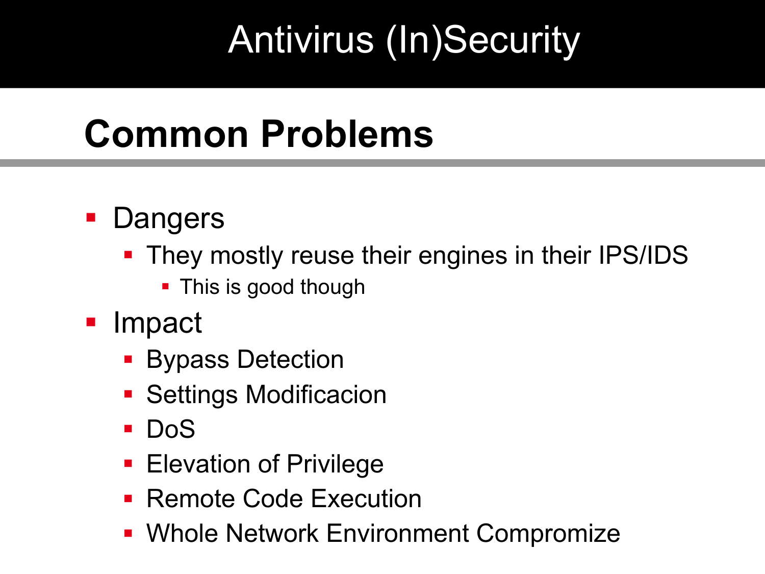# Antivirus (In)Security

## Common Problems

- Dangers
  - They mostly reuse their engines in their IPS/IDS
    - This is good though
- Impact
  - Bypass Detection
  - Settings Modificacion
  - DoS
  - Elevation of Privilege
  - Remote Code Execution
  - Whole Network Environment Compromize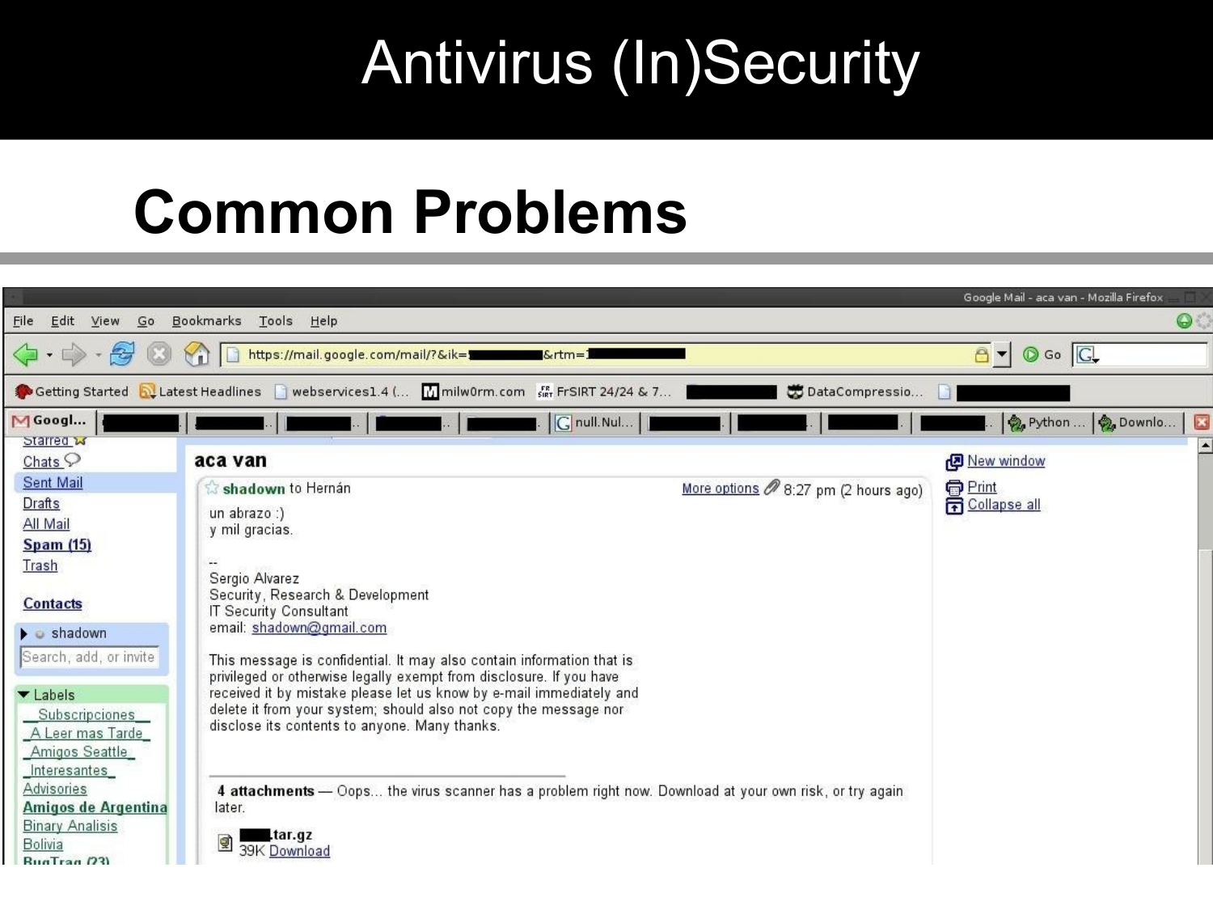# Antivirus (In)Security

## Common Problems

Google Mail - aca van - Mozilla Firefox

File Edit View Go Bookmarks Tools Help

https://mail.google.com/mail/?&ik=█&rtm=█

Getting Started | Latest Headlines | webservices1.4 (... | milw0rm.com | FrSIRT 24/24 & 7... | DataCompressio...

Googl... | null.Nul... | Python ... | Downlo...

Starred
Chats
Sent Mail
Drafts
All Mail
**Spam (15)**
Trash

**Contacts**

shadown

Search, add, or invite

Labels
_Subscripciones_
_A Leer mas Tarde_
_Amigos Seattle_
_Interesantes_
Advisories
**Amigos de Argentina**
Binary Analisis
Bolivia
BugTraq (23)

**aca van**

**shadown** to Hernán — More options — 8:27 pm (2 hours ago)

un abrazo :)
y mil gracias.

--
Sergio Alvarez
Security, Research & Development
IT Security Consultant
email: shadown@gmail.com

This message is confidential. It may also contain information that is privileged or otherwise legally exempt from disclosure. If you have received it by mistake please let us know by e-mail immediately and delete it from your system; should also not copy the message nor disclose its contents to anyone. Many thanks.

**4 attachments** — Oops... the virus scanner has a problem right now. Download at your own risk, or try again later.

█.tar.gz
39K Download

New window
Print
Collapse all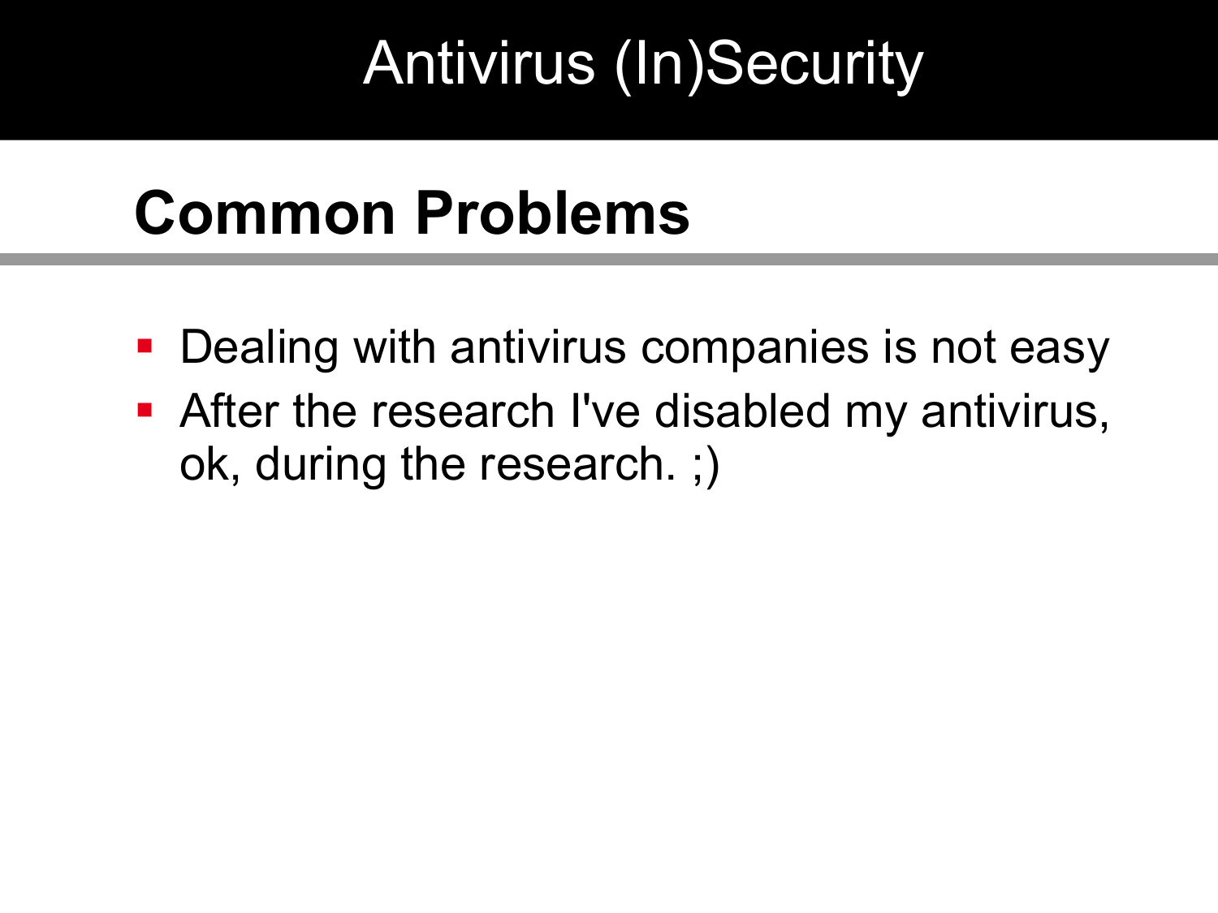# Antivirus (In)Security

## Common Problems

- Dealing with antivirus companies is not easy
- After the research I've disabled my antivirus, ok, during the research. ;)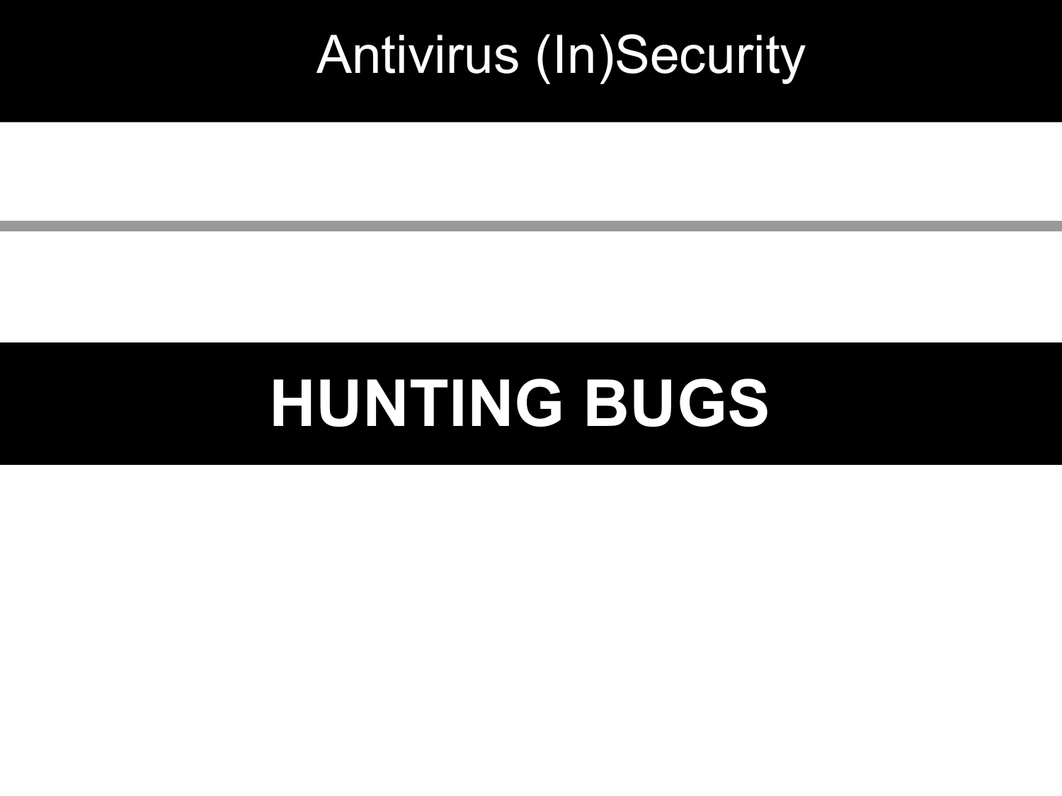# HUNTING BUGS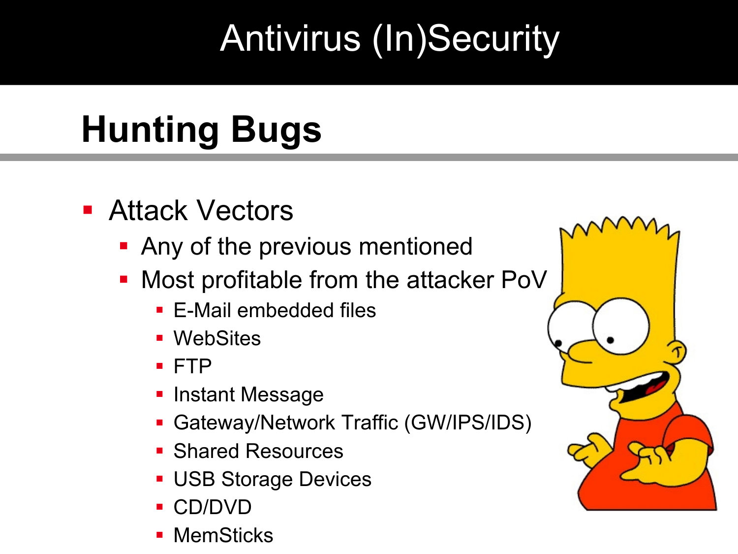# Antivirus (In)Security

## Hunting Bugs

- Attack Vectors
  - Any of the previous mentioned
  - Most profitable from the attacker PoV
    - E-Mail embedded files
    - WebSites
    - FTP
    - Instant Message
    - Gateway/Network Traffic (GW/IPS/IDS)
    - Shared Resources
    - USB Storage Devices
    - CD/DVD
    - MemSticks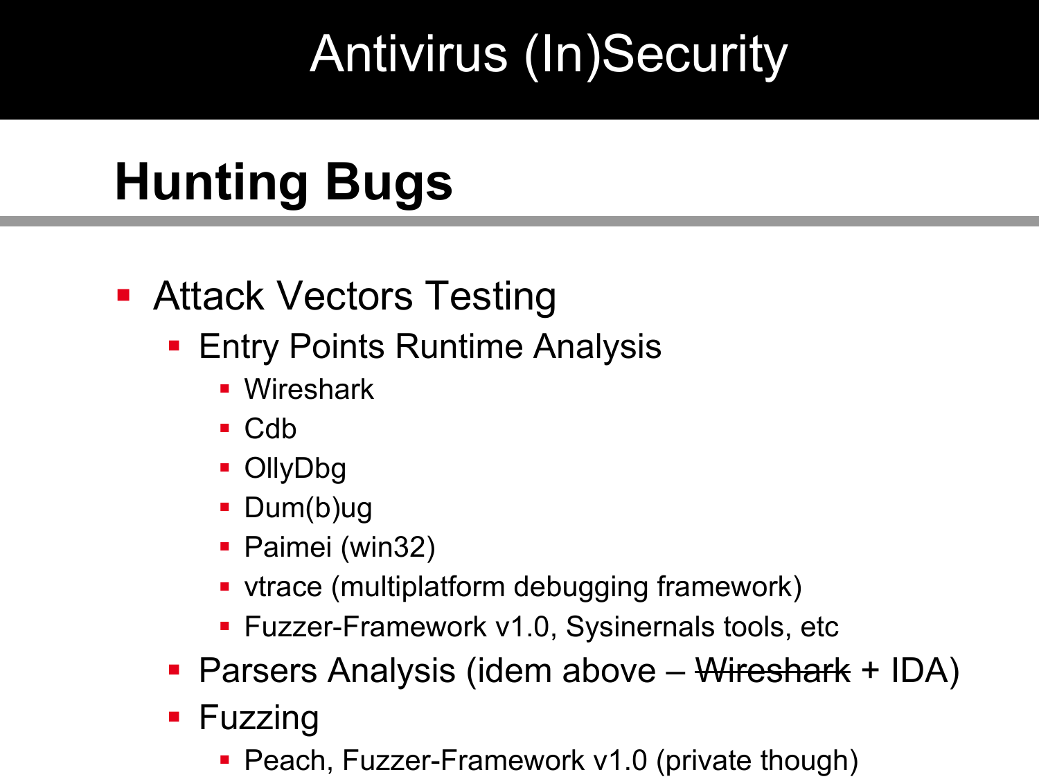# Antivirus (In)Security

## Hunting Bugs

- Attack Vectors Testing
  - Entry Points Runtime Analysis
    - Wireshark
    - Cdb
    - OllyDbg
    - Dum(b)ug
    - Paimei (win32)
    - vtrace (multiplatform debugging framework)
    - Fuzzer-Framework v1.0, Sysinernals tools, etc
  - Parsers Analysis (idem above – ~~Wireshark~~ + IDA)
  - Fuzzing
    - Peach, Fuzzer-Framework v1.0 (private though)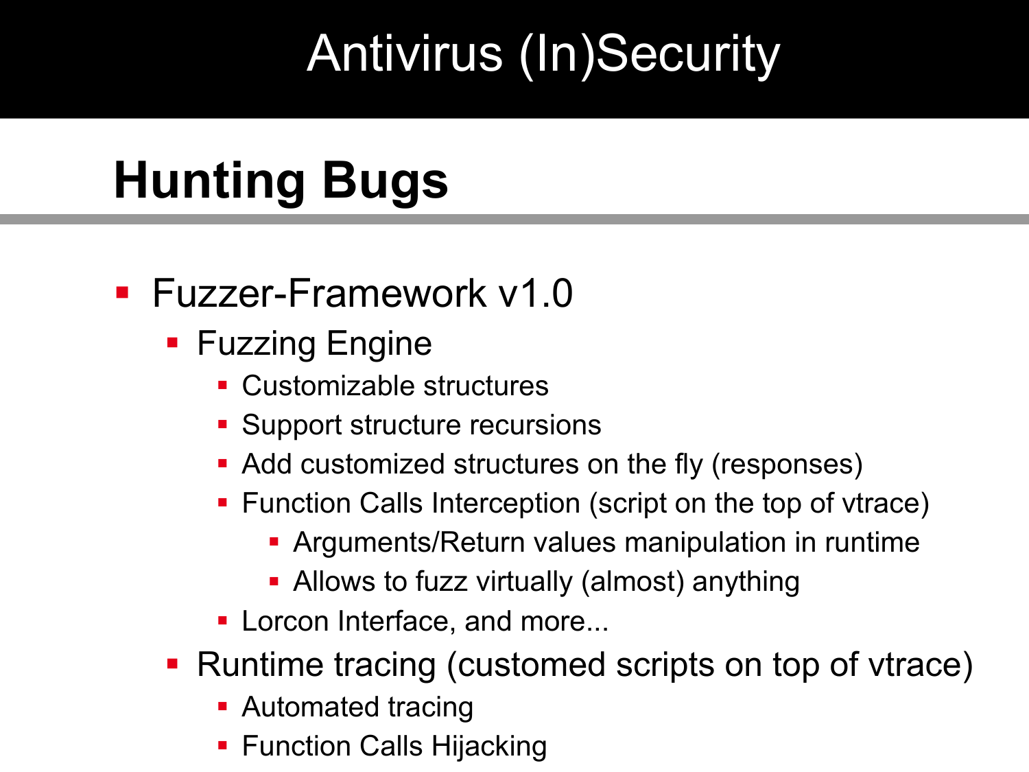# Antivirus (In)Security

## Hunting Bugs

- Fuzzer-Framework v1.0
  - Fuzzing Engine
    - Customizable structures
    - Support structure recursions
    - Add customized structures on the fly (responses)
    - Function Calls Interception (script on the top of vtrace)
      - Arguments/Return values manipulation in runtime
      - Allows to fuzz virtually (almost) anything
    - Lorcon Interface, and more...
  - Runtime tracing (customed scripts on top of vtrace)
    - Automated tracing
    - Function Calls Hijacking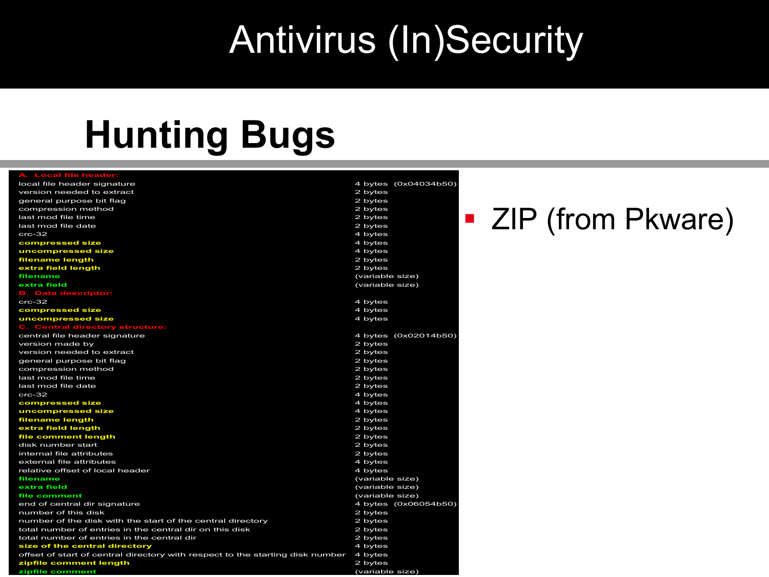# Antivirus (In)Security

## Hunting Bugs

| | |
|---|---|
| **A. Local file header:** | |
| local file header signature | 4 bytes (0x04034b50) |
| version needed to extract | 2 bytes |
| general purpose bit flag | 2 bytes |
| compression method | 2 bytes |
| last mod file time | 2 bytes |
| last mod file date | 2 bytes |
| crc-32 | 4 bytes |
| **compressed size** | 4 bytes |
| **uncompressed size** | 4 bytes |
| **filename length** | 2 bytes |
| **extra field length** | 2 bytes |
| **filename** | (variable size) |
| **extra field** | (variable size) |
| **B. Data descriptor:** | |
| crc-32 | 4 bytes |
| **compressed size** | 4 bytes |
| **uncompressed size** | 4 bytes |
| **C. Central directory structure:** | |
| central file header signature | 4 bytes (0x02014b50) |
| version made by | 2 bytes |
| version needed to extract | 2 bytes |
| general purpose bit flag | 2 bytes |
| compression method | 2 bytes |
| last mod file time | 2 bytes |
| last mod file date | 2 bytes |
| crc-32 | 4 bytes |
| **compressed size** | 4 bytes |
| **uncompressed size** | 4 bytes |
| **filename length** | 2 bytes |
| **extra field length** | 2 bytes |
| **file comment length** | 2 bytes |
| disk number start | 2 bytes |
| internal file attributes | 2 bytes |
| external file attributes | 4 bytes |
| relative offset of local header | 4 bytes |
| **filename** | (variable size) |
| **extra field** | (variable size) |
| **file comment** | (variable size) |
| end of central dir signature | 4 bytes (0x06054b50) |
| number of this disk | 2 bytes |
| number of the disk with the start of the central directory | 2 bytes |
| total number of entries in the central dir on this disk | 2 bytes |
| total number of entries in the central dir | 2 bytes |
| **size of the central directory** | 4 bytes |
| offset of start of central directory with respect to the starting disk number | 4 bytes |
| **zipfile comment length** | 2 bytes |
| **zipfile comment** | (variable size) |

- ZIP (from Pkware)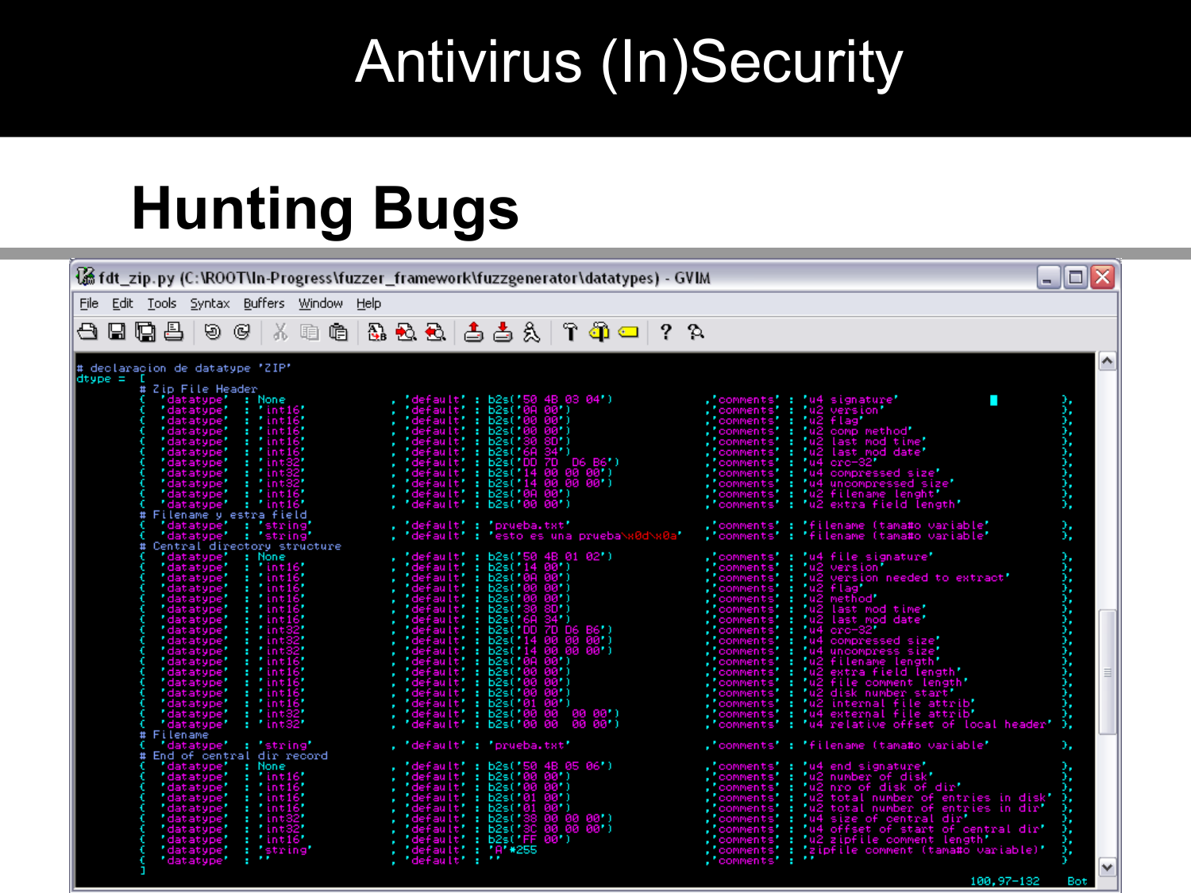# Antivirus (In)Security

## Hunting Bugs

fdt_zip.py (C:\ROOT\In-Progress\fuzzer_framework\fuzzgenerator\datatypes) - GVIM

```
# declaracion de datatype 'ZIP'
dtype = [
        # Zip File Header
        { 'datatype' : None    , 'default' : b2s('50 4B 03 04')      ,'comments' : 'u4 signature'       },
        { 'datatype' : 'int16' , 'default' : b2s('0A 00')            ,'comments' : 'u2 version'         },
        { 'datatype' : 'int16' , 'default' : b2s('00 00')            ,'comments' : 'u2 flag'            },
        { 'datatype' : 'int16' , 'default' : b2s('00 00')            ,'comments' : 'u2 comp method'     },
        { 'datatype' : 'int16' , 'default' : b2s('30 8D')            ,'comments' : 'u2 last mod time'   },
        { 'datatype' : 'int16' , 'default' : b2s('6A 34')            ,'comments' : 'u2 last mod date'   },
        { 'datatype' : 'int32' , 'default' : b2s('DD 7D  D6 B6')     ,'comments' : 'u4 crc-32'          },
        { 'datatype' : 'int32' , 'default' : b2s('14 00 00 00')      ,'comments' : 'u4 compressed size' },
        { 'datatype' : 'int32' , 'default' : b2s('14 00 00 00')      ,'comments' : 'u4 uncompressed size' },
        { 'datatype' : 'int16' , 'default' : b2s('0A 00')            ,'comments' : 'u2 filename lenght' },
        { 'datatype' : 'int16' , 'default' : b2s('00 00')            ,'comments' : 'u2 extra field length' },
        # Filename y estra field
        { 'datatype' : 'string' , 'default' : 'prueba.txt'          ,'comments' : 'filename (tamaño variable' },
        { 'datatype' : 'string' , 'default' : 'esto es una prueba\x0d\x0a' ,'comments' : 'filename (tamaño variable' },
        # Central directory structure
        { 'datatype' : None    , 'default' : b2s('50 4B 01 02')      ,'comments' : 'u4 file signature'  },
        { 'datatype' : 'int16' , 'default' : b2s('14 00')            ,'comments' : 'u2 version'         },
        { 'datatype' : 'int16' , 'default' : b2s('0A 00')            ,'comments' : 'u2 version needed to extract' },
        { 'datatype' : 'int16' , 'default' : b2s('00 00')            ,'comments' : 'u2 flag'            },
        { 'datatype' : 'int16' , 'default' : b2s('00 00')            ,'comments' : 'u2 method'          },
        { 'datatype' : 'int16' , 'default' : b2s('30 8D')            ,'comments' : 'u2 last mod time'   },
        { 'datatype' : 'int16' , 'default' : b2s('6A 34')            ,'comments' : 'u2 last mod date'   },
        { 'datatype' : 'int32' , 'default' : b2s('DD 7D D6 B6')      ,'comments' : 'u4 crc-32'          },
        { 'datatype' : 'int32' , 'default' : b2s('14 00 00 00')      ,'comments' : 'u4 compressed size' },
        { 'datatype' : 'int32' , 'default' : b2s('14 00 00 00')      ,'comments' : 'u4 uncompress size' },
        { 'datatype' : 'int16' , 'default' : b2s('0A 00')            ,'comments' : 'u2 filename length' },
        { 'datatype' : 'int16' , 'default' : b2s('00 00')            ,'comments' : 'u2 extra field length' },
        { 'datatype' : 'int16' , 'default' : b2s('00 00')            ,'comments' : 'u2 file comment length' },
        { 'datatype' : 'int16' , 'default' : b2s('00 00')            ,'comments' : 'u2 disk number start' },
        { 'datatype' : 'int16' , 'default' : b2s('01 00')            ,'comments' : 'u2 internal file attrib' },
        { 'datatype' : 'int32' , 'default' : b2s('00 00   00 00')    ,'comments' : 'u4 external file attrib' },
        { 'datatype' : 'int32' , 'default' : b2s('00 00   00 00')    ,'comments' : 'u4 relative offset of local header' },
        # Filename
        { 'datatype' : 'string' , 'default' : 'prueba.txt'          ,'comments' : 'filename (tamaño variable' },
        # End of central dir record
        { 'datatype' : None    , 'default' : b2s('50 4B 05 06')      ,'comments' : 'u4 end signature'   },
        { 'datatype' : 'int16' , 'default' : b2s('00 00')            ,'comments' : 'u2 number of disk'  },
        { 'datatype' : 'int16' , 'default' : b2s('00 00')            ,'comments' : 'u2 nro of disk of dir' },
        { 'datatype' : 'int16' , 'default' : b2s('01 00')            ,'comments' : 'u2 total number of entries in disk' },
        { 'datatype' : 'int16' , 'default' : b2s('01 00')            ,'comments' : 'u2 total number of entries in dir' },
        { 'datatype' : 'int32' , 'default' : b2s('38 00 00 00')      ,'comments' : 'u4 size of central dir' },
        { 'datatype' : 'int32' , 'default' : b2s('3C 00 00 00')      ,'comments' : 'u4 offset of start of central dir' },
        { 'datatype' : 'int16' , 'default' : b2s('FF 00')            ,'comments' : 'u2 zipfile comment length' },
        { 'datatype' : 'string' , 'default' : 'A'*255               ,'comments' : 'zipfile comment (tamaño variable)' },
        { 'datatype' : ''      , 'default' : ''                      ,'comments' : ''                   }
        ]
```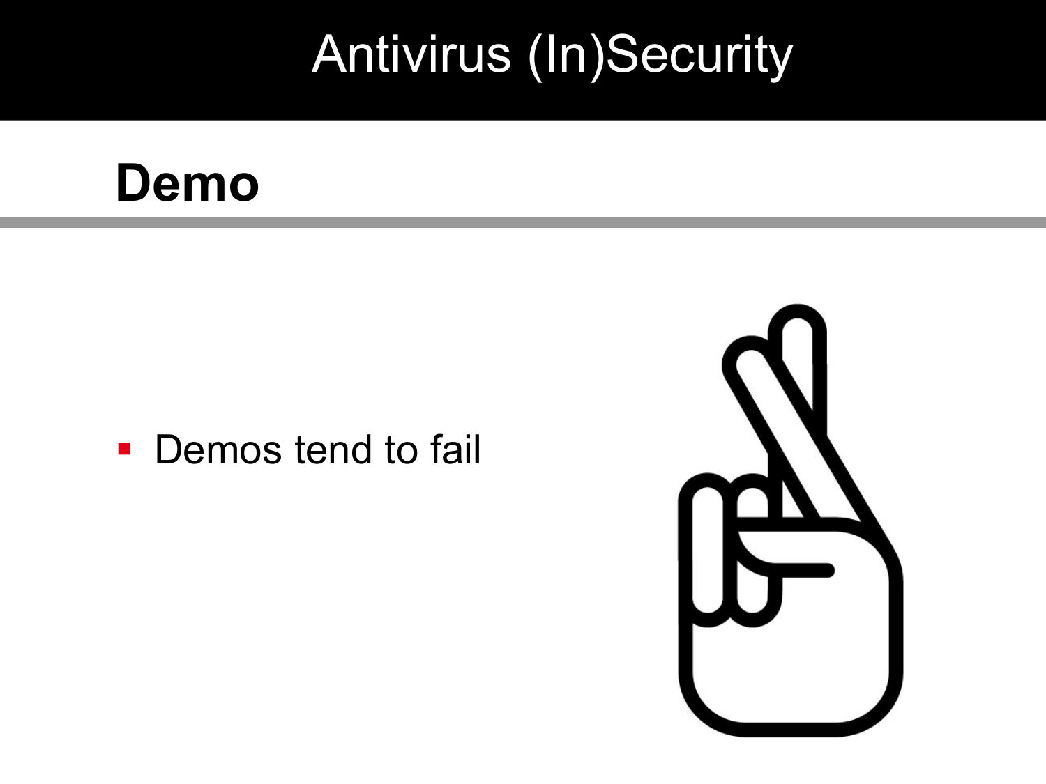# Antivirus (In)Security

## Demo

- Demos tend to fail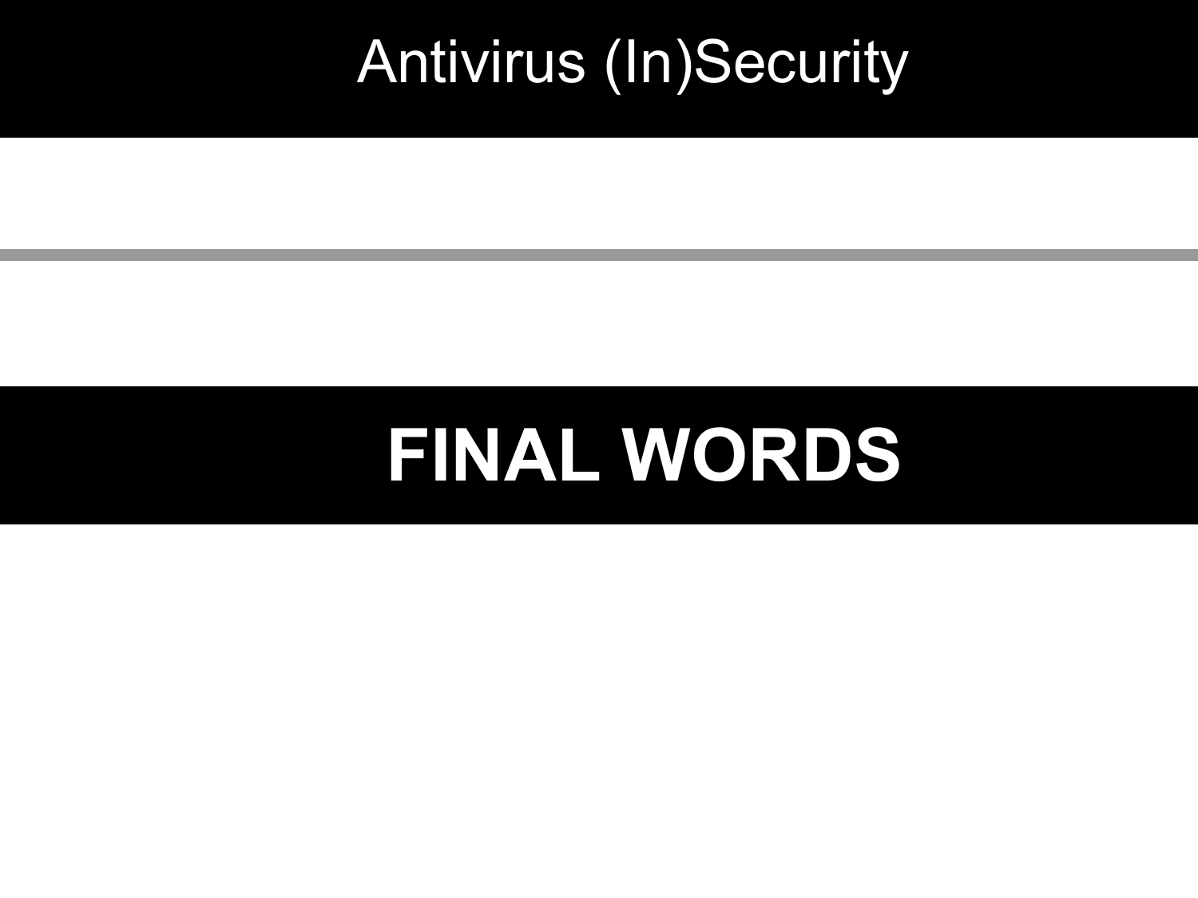# FINAL WORDS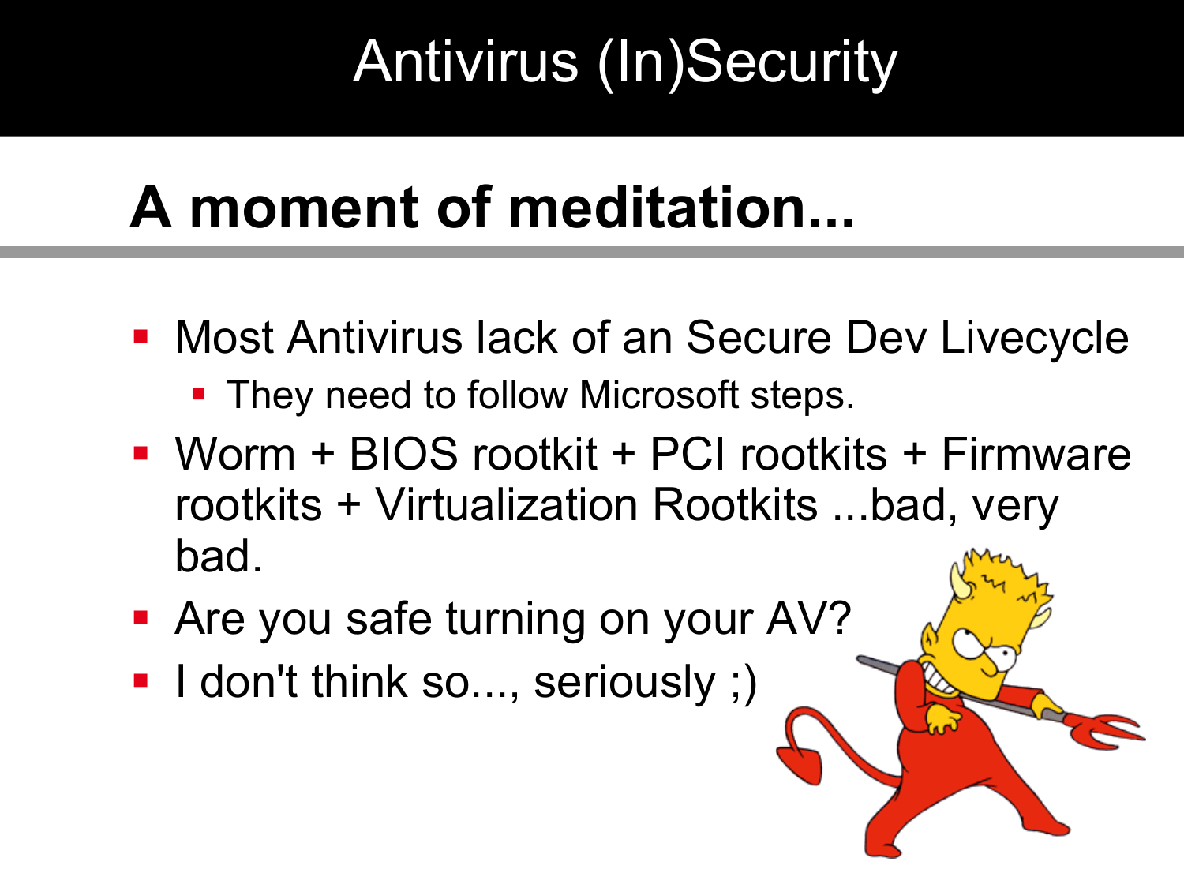# Antivirus (In)Security

## A moment of meditation...

- Most Antivirus lack of an Secure Dev Livecycle
  - They need to follow Microsoft steps.
- Worm + BIOS rootkit + PCI rootkits + Firmware rootkits + Virtualization Rootkits ...bad, very bad.
- Are you safe turning on your AV?
- I don't think so..., seriously ;)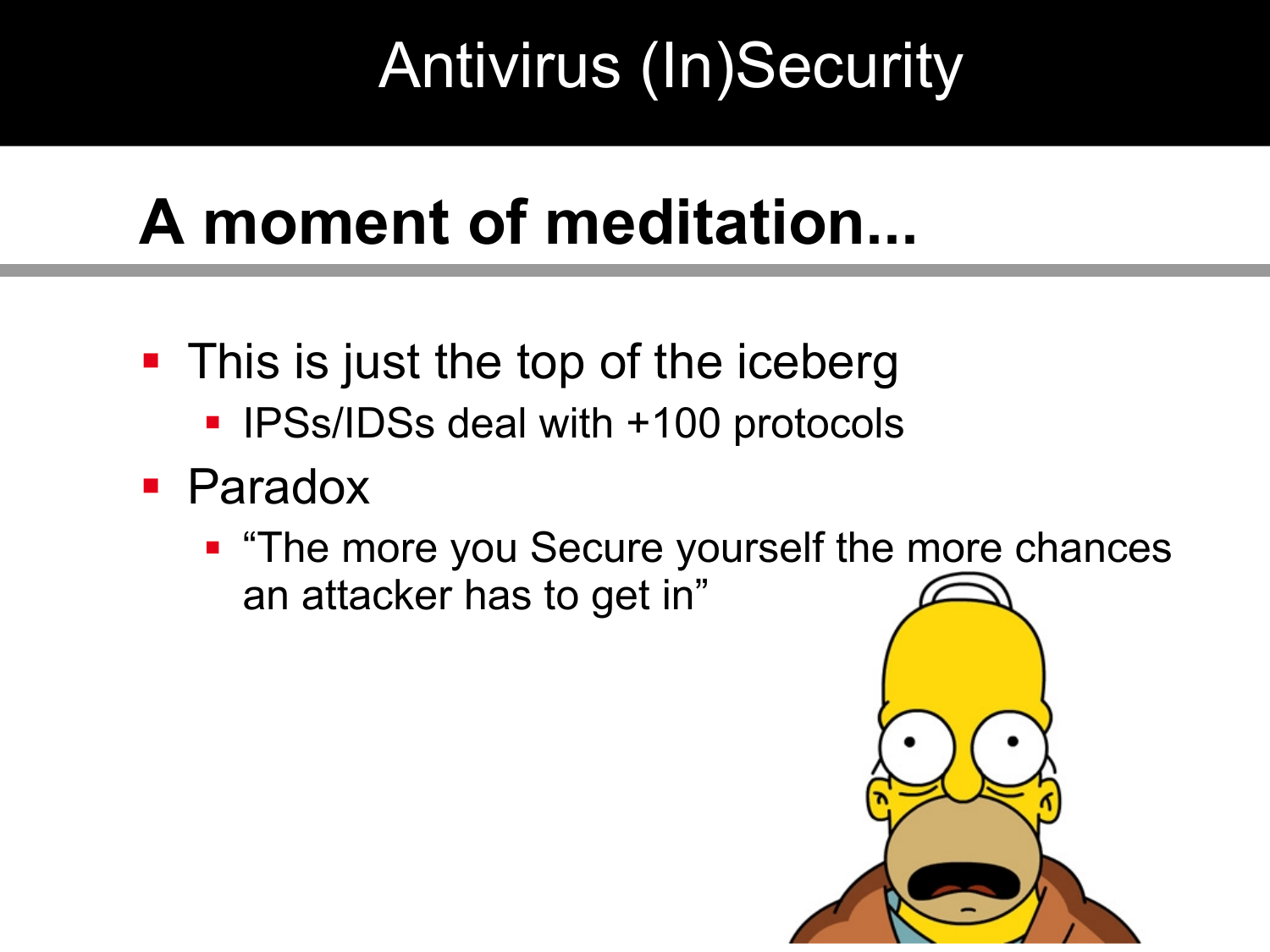# Antivirus (In)Security

## A moment of meditation...

- This is just the top of the iceberg
  - IPSs/IDSs deal with +100 protocols
- Paradox
  - "The more you Secure yourself the more chances an attacker has to get in"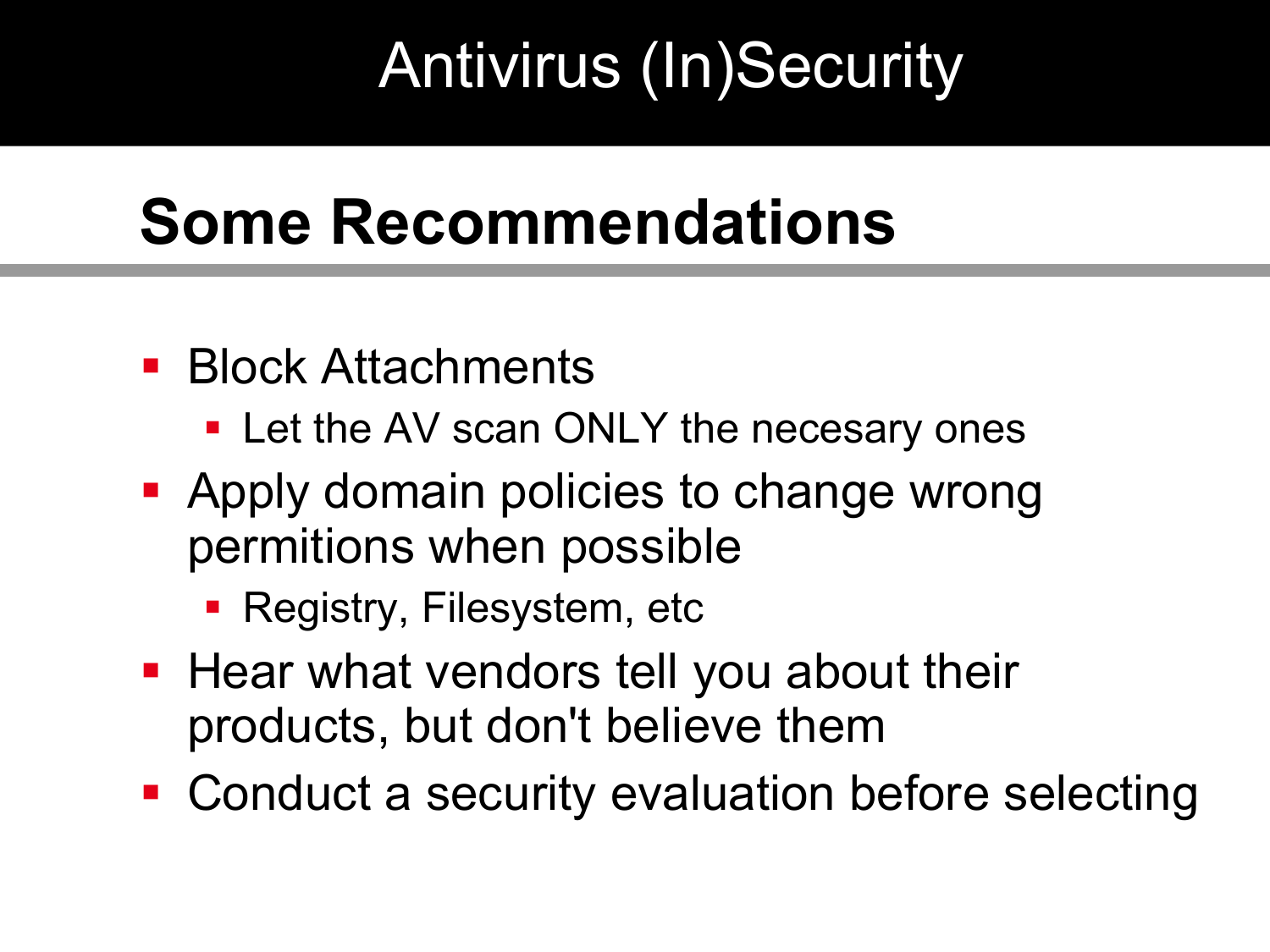# Antivirus (In)Security

## Some Recommendations

- Block Attachments
  - Let the AV scan ONLY the necesary ones
- Apply domain policies to change wrong permitions when possible
  - Registry, Filesystem, etc
- Hear what vendors tell you about their products, but don't believe them
- Conduct a security evaluation before selecting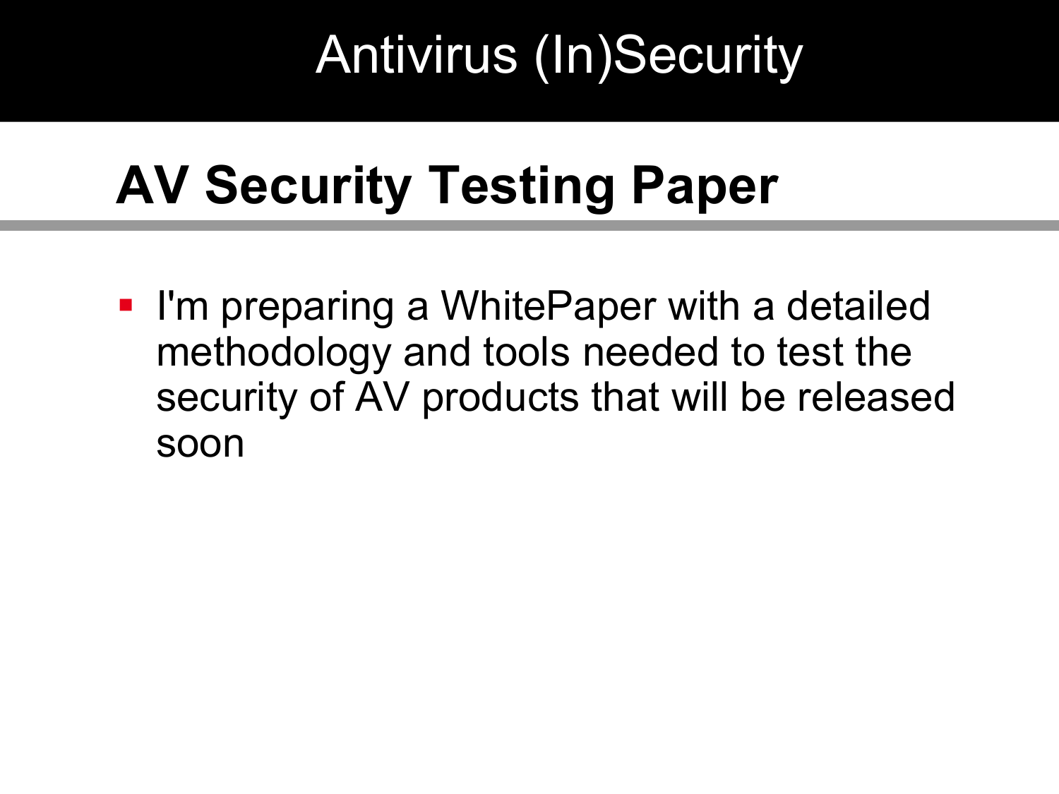# Antivirus (In)Security

## AV Security Testing Paper

- I'm preparing a WhitePaper with a detailed methodology and tools needed to test the security of AV products that will be released soon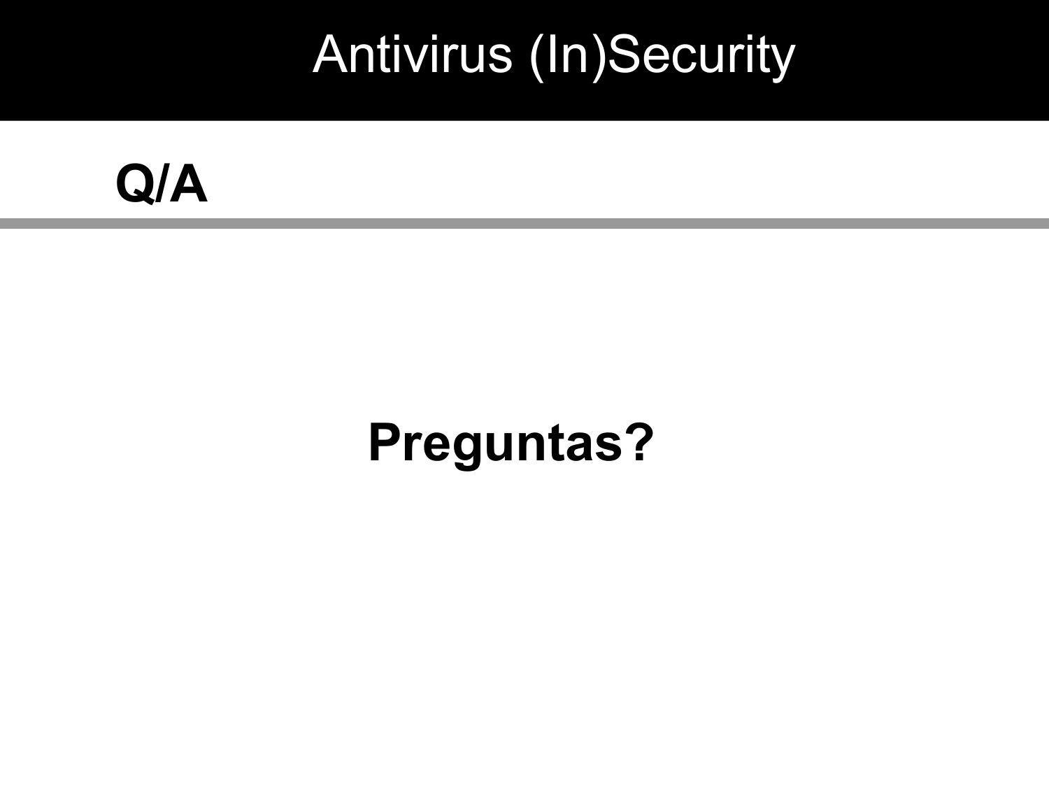# Antivirus (In)Security

## Q/A

**Preguntas?**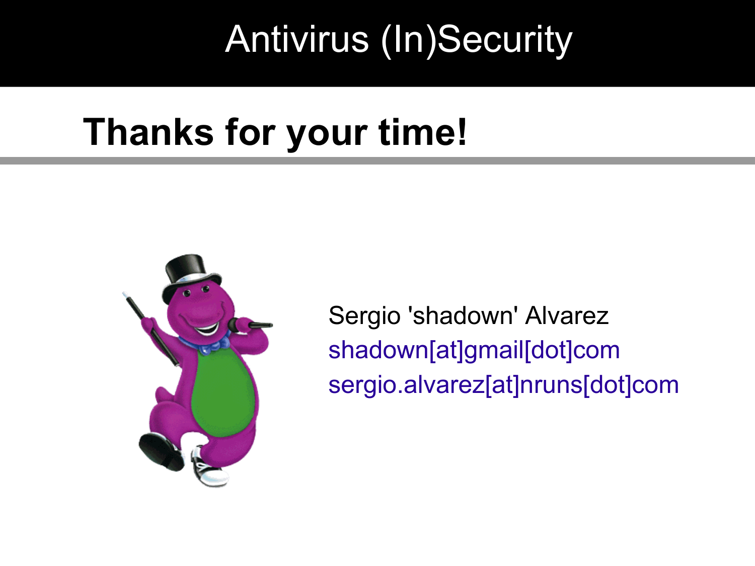# Antivirus (In)Security

## Thanks for your time!

Sergio 'shadown' Alvarez
shadown[at]gmail[dot]com
sergio.alvarez[at]nruns[dot]com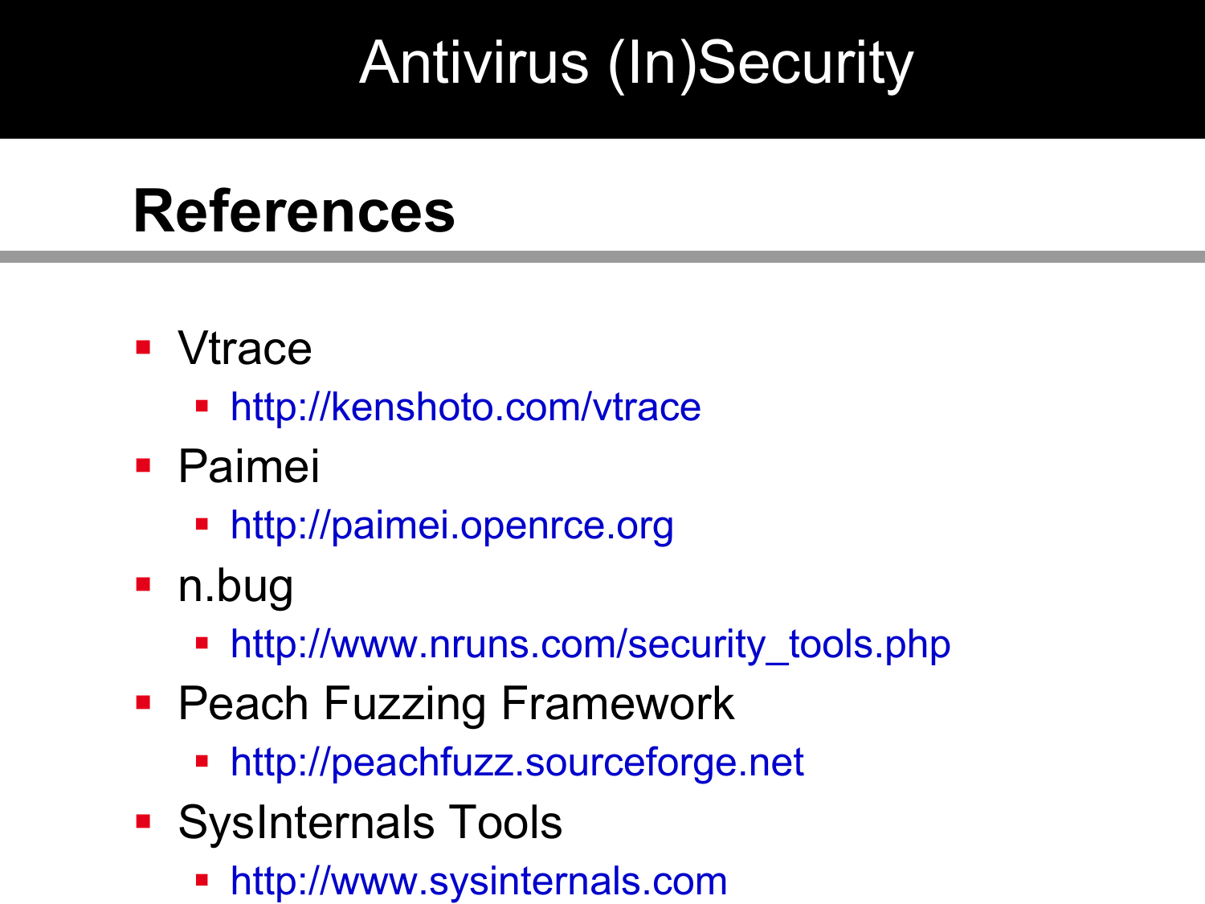## References

- Vtrace
  - http://kenshoto.com/vtrace
- Paimei
  - http://paimei.openrce.org
- n.bug
  - http://www.nruns.com/security_tools.php
- Peach Fuzzing Framework
  - http://peachfuzz.sourceforge.net
- SysInternals Tools
  - http://www.sysinternals.com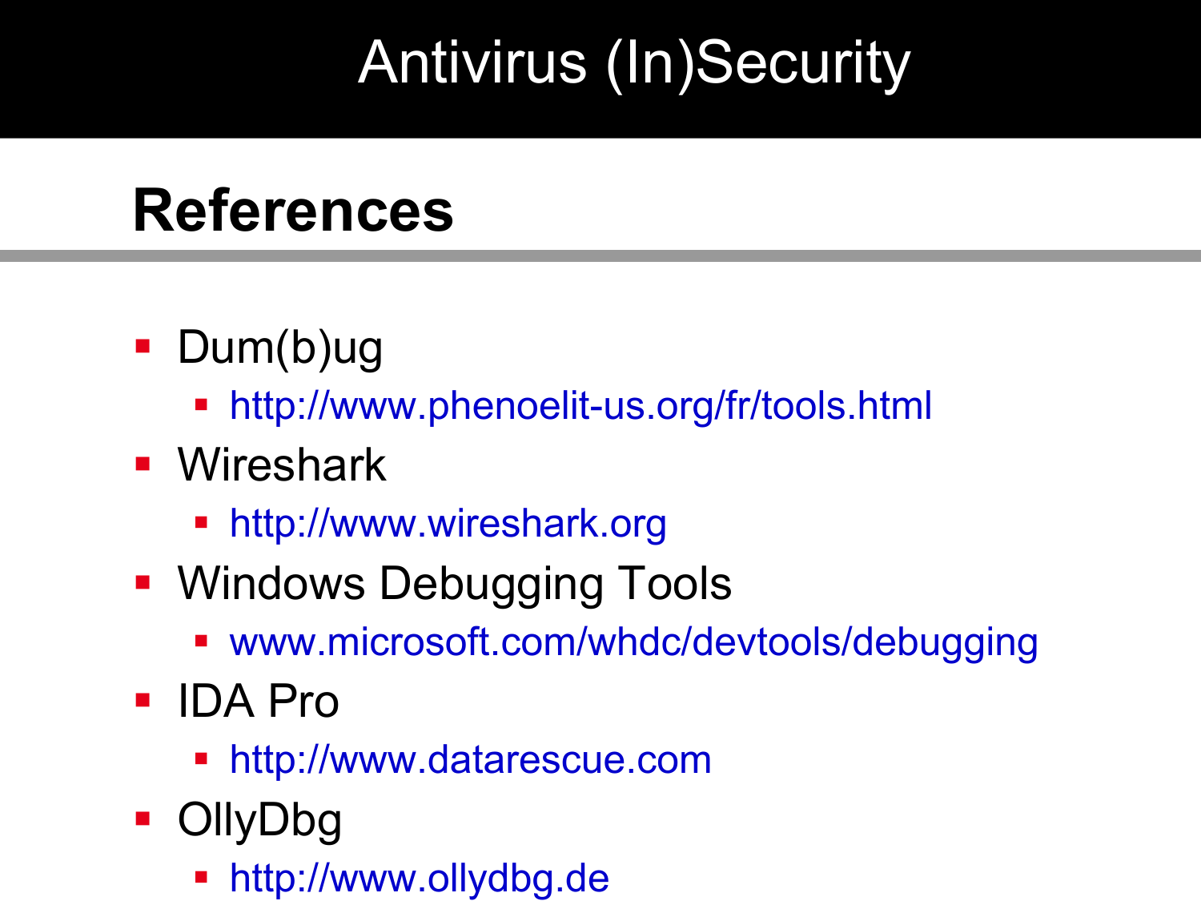# Antivirus (In)Security

## References

- Dum(b)ug
  - http://www.phenoelit-us.org/fr/tools.html
- Wireshark
  - http://www.wireshark.org
- Windows Debugging Tools
  - www.microsoft.com/whdc/devtools/debugging
- IDA Pro
  - http://www.datarescue.com
- OllyDbg
  - http://www.ollydbg.de